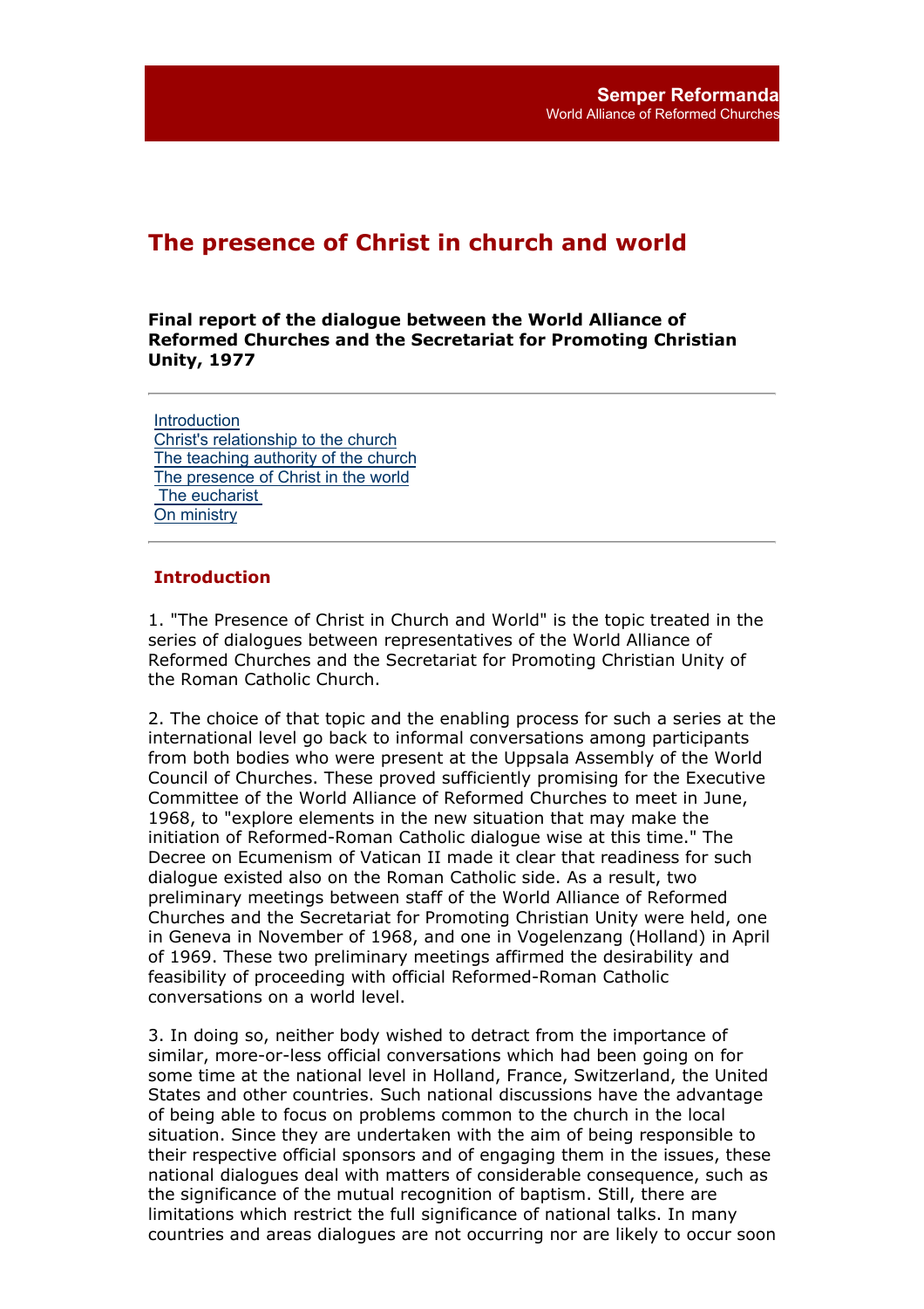**Semper Reformanda**
World Alliance of Reformed Churches

# The presence of Christ in church and world

**Final report of the dialogue between the World Alliance of Reformed Churches and the Secretariat for Promoting Christian Unity, 1977**

---

- Introduction
- Christ's relationship to the church
- The teaching authority of the church
- The presence of Christ in the world
- The eucharist
- On ministry

---

## Introduction

1. "The Presence of Christ in Church and World" is the topic treated in the series of dialogues between representatives of the World Alliance of Reformed Churches and the Secretariat for Promoting Christian Unity of the Roman Catholic Church.

2. The choice of that topic and the enabling process for such a series at the international level go back to informal conversations among participants from both bodies who were present at the Uppsala Assembly of the World Council of Churches. These proved sufficiently promising for the Executive Committee of the World Alliance of Reformed Churches to meet in June, 1968, to "explore elements in the new situation that may make the initiation of Reformed-Roman Catholic dialogue wise at this time." The Decree on Ecumenism of Vatican II made it clear that readiness for such dialogue existed also on the Roman Catholic side. As a result, two preliminary meetings between staff of the World Alliance of Reformed Churches and the Secretariat for Promoting Christian Unity were held, one in Geneva in November of 1968, and one in Vogelenzang (Holland) in April of 1969. These two preliminary meetings affirmed the desirability and feasibility of proceeding with official Reformed-Roman Catholic conversations on a world level.

3. In doing so, neither body wished to detract from the importance of similar, more-or-less official conversations which had been going on for some time at the national level in Holland, France, Switzerland, the United States and other countries. Such national discussions have the advantage of being able to focus on problems common to the church in the local situation. Since they are undertaken with the aim of being responsible to their respective official sponsors and of engaging them in the issues, these national dialogues deal with matters of considerable consequence, such as the significance of the mutual recognition of baptism. Still, there are limitations which restrict the full significance of national talks. In many countries and areas dialogues are not occurring nor are likely to occur soon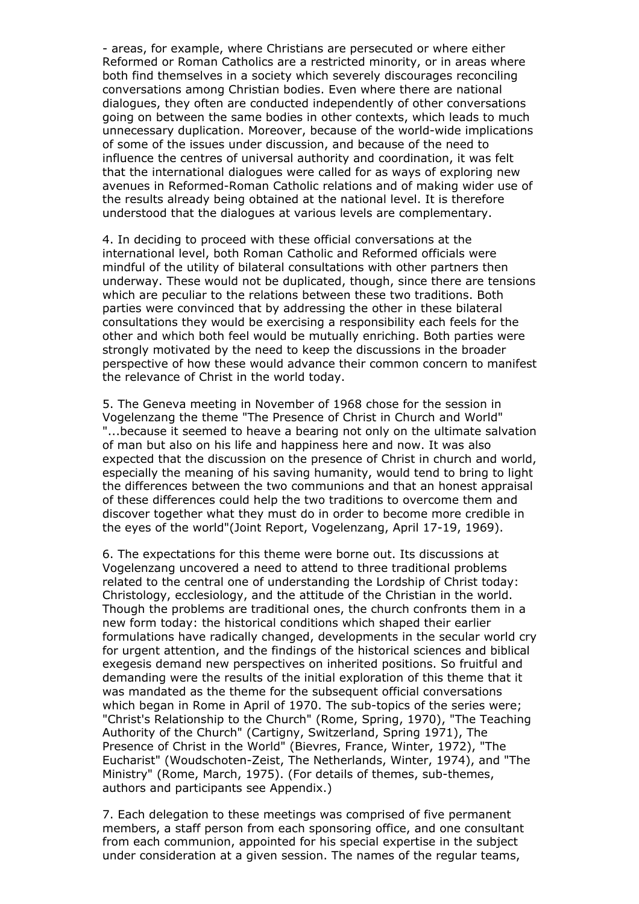- areas, for example, where Christians are persecuted or where either Reformed or Roman Catholics are a restricted minority, or in areas where both find themselves in a society which severely discourages reconciling conversations among Christian bodies. Even where there are national dialogues, they often are conducted independently of other conversations going on between the same bodies in other contexts, which leads to much unnecessary duplication. Moreover, because of the world-wide implications of some of the issues under discussion, and because of the need to influence the centres of universal authority and coordination, it was felt that the international dialogues were called for as ways of exploring new avenues in Reformed-Roman Catholic relations and of making wider use of the results already being obtained at the national level. It is therefore understood that the dialogues at various levels are complementary.

4. In deciding to proceed with these official conversations at the international level, both Roman Catholic and Reformed officials were mindful of the utility of bilateral consultations with other partners then underway. These would not be duplicated, though, since there are tensions which are peculiar to the relations between these two traditions. Both parties were convinced that by addressing the other in these bilateral consultations they would be exercising a responsibility each feels for the other and which both feel would be mutually enriching. Both parties were strongly motivated by the need to keep the discussions in the broader perspective of how these would advance their common concern to manifest the relevance of Christ in the world today.

5. The Geneva meeting in November of 1968 chose for the session in Vogelenzang the theme "The Presence of Christ in Church and World" "...because it seemed to heave a bearing not only on the ultimate salvation of man but also on his life and happiness here and now. It was also expected that the discussion on the presence of Christ in church and world, especially the meaning of his saving humanity, would tend to bring to light the differences between the two communions and that an honest appraisal of these differences could help the two traditions to overcome them and discover together what they must do in order to become more credible in the eyes of the world"(Joint Report, Vogelenzang, April 17-19, 1969).

6. The expectations for this theme were borne out. Its discussions at Vogelenzang uncovered a need to attend to three traditional problems related to the central one of understanding the Lordship of Christ today: Christology, ecclesiology, and the attitude of the Christian in the world. Though the problems are traditional ones, the church confronts them in a new form today: the historical conditions which shaped their earlier formulations have radically changed, developments in the secular world cry for urgent attention, and the findings of the historical sciences and biblical exegesis demand new perspectives on inherited positions. So fruitful and demanding were the results of the initial exploration of this theme that it was mandated as the theme for the subsequent official conversations which began in Rome in April of 1970. The sub-topics of the series were; "Christ's Relationship to the Church" (Rome, Spring, 1970), "The Teaching Authority of the Church" (Cartigny, Switzerland, Spring 1971), The Presence of Christ in the World" (Bievres, France, Winter, 1972), "The Eucharist" (Woudschoten-Zeist, The Netherlands, Winter, 1974), and "The Ministry" (Rome, March, 1975). (For details of themes, sub-themes, authors and participants see Appendix.)

7. Each delegation to these meetings was comprised of five permanent members, a staff person from each sponsoring office, and one consultant from each communion, appointed for his special expertise in the subject under consideration at a given session. The names of the regular teams,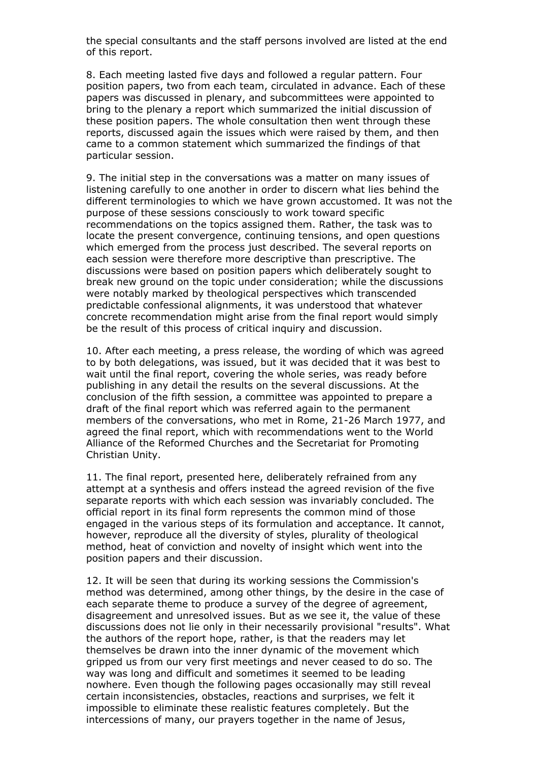the special consultants and the staff persons involved are listed at the end of this report.

8. Each meeting lasted five days and followed a regular pattern. Four position papers, two from each team, circulated in advance. Each of these papers was discussed in plenary, and subcommittees were appointed to bring to the plenary a report which summarized the initial discussion of these position papers. The whole consultation then went through these reports, discussed again the issues which were raised by them, and then came to a common statement which summarized the findings of that particular session.

9. The initial step in the conversations was a matter on many issues of listening carefully to one another in order to discern what lies behind the different terminologies to which we have grown accustomed. It was not the purpose of these sessions consciously to work toward specific recommendations on the topics assigned them. Rather, the task was to locate the present convergence, continuing tensions, and open questions which emerged from the process just described. The several reports on each session were therefore more descriptive than prescriptive. The discussions were based on position papers which deliberately sought to break new ground on the topic under consideration; while the discussions were notably marked by theological perspectives which transcended predictable confessional alignments, it was understood that whatever concrete recommendation might arise from the final report would simply be the result of this process of critical inquiry and discussion.

10. After each meeting, a press release, the wording of which was agreed to by both delegations, was issued, but it was decided that it was best to wait until the final report, covering the whole series, was ready before publishing in any detail the results on the several discussions. At the conclusion of the fifth session, a committee was appointed to prepare a draft of the final report which was referred again to the permanent members of the conversations, who met in Rome, 21-26 March 1977, and agreed the final report, which with recommendations went to the World Alliance of the Reformed Churches and the Secretariat for Promoting Christian Unity.

11. The final report, presented here, deliberately refrained from any attempt at a synthesis and offers instead the agreed revision of the five separate reports with which each session was invariably concluded. The official report in its final form represents the common mind of those engaged in the various steps of its formulation and acceptance. It cannot, however, reproduce all the diversity of styles, plurality of theological method, heat of conviction and novelty of insight which went into the position papers and their discussion.

12. It will be seen that during its working sessions the Commission's method was determined, among other things, by the desire in the case of each separate theme to produce a survey of the degree of agreement, disagreement and unresolved issues. But as we see it, the value of these discussions does not lie only in their necessarily provisional "results". What the authors of the report hope, rather, is that the readers may let themselves be drawn into the inner dynamic of the movement which gripped us from our very first meetings and never ceased to do so. The way was long and difficult and sometimes it seemed to be leading nowhere. Even though the following pages occasionally may still reveal certain inconsistencies, obstacles, reactions and surprises, we felt it impossible to eliminate these realistic features completely. But the intercessions of many, our prayers together in the name of Jesus,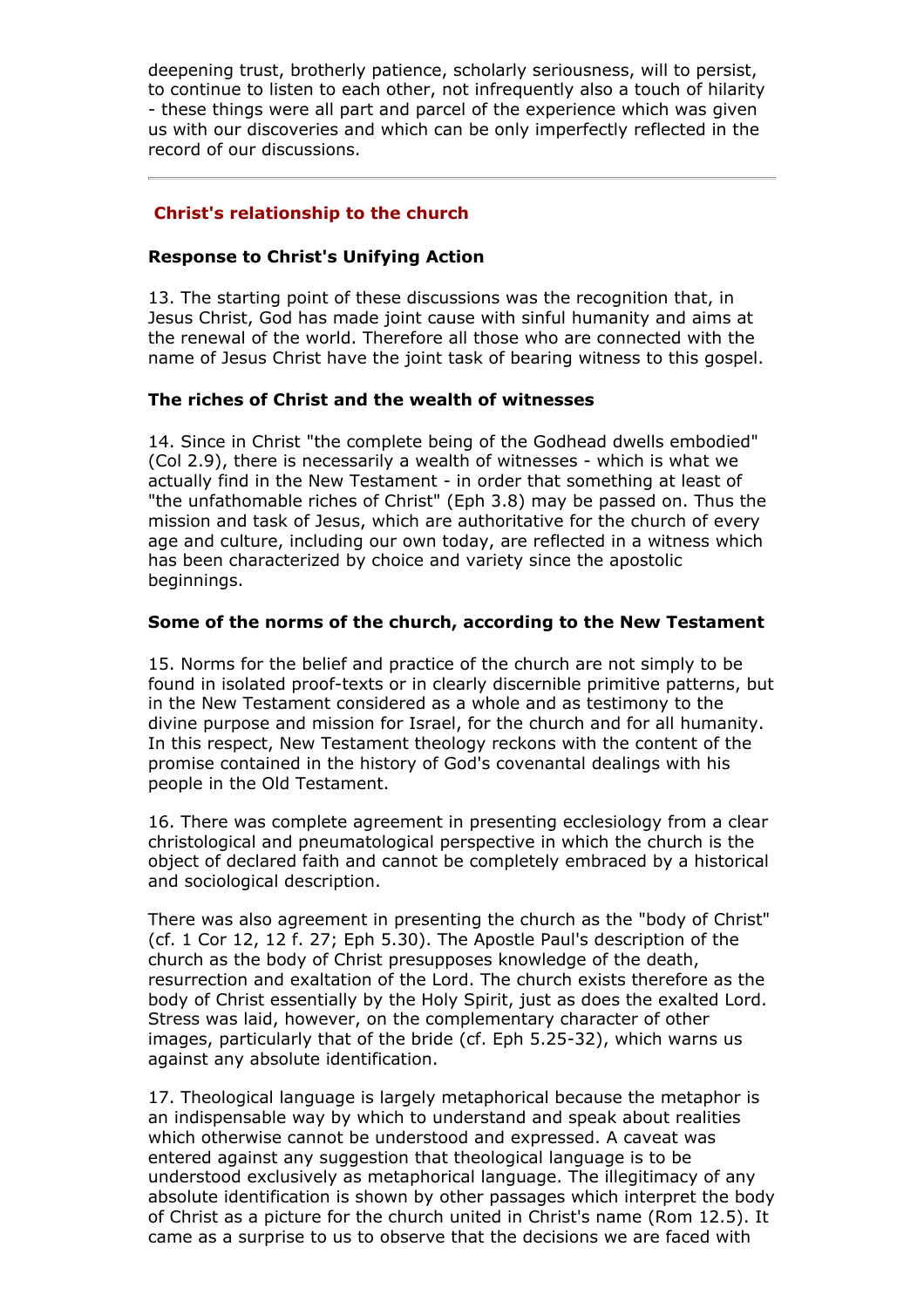deepening trust, brotherly patience, scholarly seriousness, will to persist, to continue to listen to each other, not infrequently also a touch of hilarity - these things were all part and parcel of the experience which was given us with our discoveries and which can be only imperfectly reflected in the record of our discussions.

---

## Christ's relationship to the church

### Response to Christ's Unifying Action

13. The starting point of these discussions was the recognition that, in Jesus Christ, God has made joint cause with sinful humanity and aims at the renewal of the world. Therefore all those who are connected with the name of Jesus Christ have the joint task of bearing witness to this gospel.

### The riches of Christ and the wealth of witnesses

14. Since in Christ "the complete being of the Godhead dwells embodied" (Col 2.9), there is necessarily a wealth of witnesses - which is what we actually find in the New Testament - in order that something at least of "the unfathomable riches of Christ" (Eph 3.8) may be passed on. Thus the mission and task of Jesus, which are authoritative for the church of every age and culture, including our own today, are reflected in a witness which has been characterized by choice and variety since the apostolic beginnings.

### Some of the norms of the church, according to the New Testament

15. Norms for the belief and practice of the church are not simply to be found in isolated proof-texts or in clearly discernible primitive patterns, but in the New Testament considered as a whole and as testimony to the divine purpose and mission for Israel, for the church and for all humanity. In this respect, New Testament theology reckons with the content of the promise contained in the history of God's covenantal dealings with his people in the Old Testament.

16. There was complete agreement in presenting ecclesiology from a clear christological and pneumatological perspective in which the church is the object of declared faith and cannot be completely embraced by a historical and sociological description.

There was also agreement in presenting the church as the "body of Christ" (cf. 1 Cor 12, 12 f. 27; Eph 5.30). The Apostle Paul's description of the church as the body of Christ presupposes knowledge of the death, resurrection and exaltation of the Lord. The church exists therefore as the body of Christ essentially by the Holy Spirit, just as does the exalted Lord. Stress was laid, however, on the complementary character of other images, particularly that of the bride (cf. Eph 5.25-32), which warns us against any absolute identification.

17. Theological language is largely metaphorical because the metaphor is an indispensable way by which to understand and speak about realities which otherwise cannot be understood and expressed. A caveat was entered against any suggestion that theological language is to be understood exclusively as metaphorical language. The illegitimacy of any absolute identification is shown by other passages which interpret the body of Christ as a picture for the church united in Christ's name (Rom 12.5). It came as a surprise to us to observe that the decisions we are faced with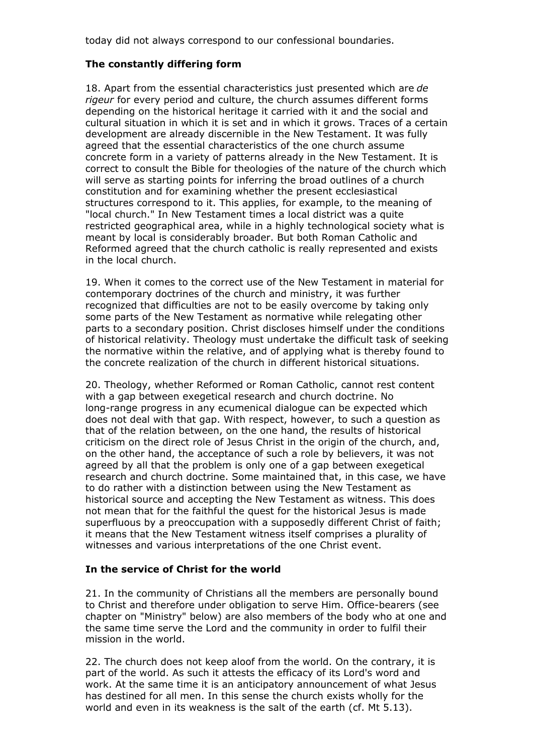today did not always correspond to our confessional boundaries.

### The constantly differing form

18. Apart from the essential characteristics just presented which are *de rigeur* for every period and culture, the church assumes different forms depending on the historical heritage it carried with it and the social and cultural situation in which it is set and in which it grows. Traces of a certain development are already discernible in the New Testament. It was fully agreed that the essential characteristics of the one church assume concrete form in a variety of patterns already in the New Testament. It is correct to consult the Bible for theologies of the nature of the church which will serve as starting points for inferring the broad outlines of a church constitution and for examining whether the present ecclesiastical structures correspond to it. This applies, for example, to the meaning of "local church." In New Testament times a local district was a quite restricted geographical area, while in a highly technological society what is meant by local is considerably broader. But both Roman Catholic and Reformed agreed that the church catholic is really represented and exists in the local church.

19. When it comes to the correct use of the New Testament in material for contemporary doctrines of the church and ministry, it was further recognized that difficulties are not to be easily overcome by taking only some parts of the New Testament as normative while relegating other parts to a secondary position. Christ discloses himself under the conditions of historical relativity. Theology must undertake the difficult task of seeking the normative within the relative, and of applying what is thereby found to the concrete realization of the church in different historical situations.

20. Theology, whether Reformed or Roman Catholic, cannot rest content with a gap between exegetical research and church doctrine. No long-range progress in any ecumenical dialogue can be expected which does not deal with that gap. With respect, however, to such a question as that of the relation between, on the one hand, the results of historical criticism on the direct role of Jesus Christ in the origin of the church, and, on the other hand, the acceptance of such a role by believers, it was not agreed by all that the problem is only one of a gap between exegetical research and church doctrine. Some maintained that, in this case, we have to do rather with a distinction between using the New Testament as historical source and accepting the New Testament as witness. This does not mean that for the faithful the quest for the historical Jesus is made superfluous by a preoccupation with a supposedly different Christ of faith; it means that the New Testament witness itself comprises a plurality of witnesses and various interpretations of the one Christ event.

### In the service of Christ for the world

21. In the community of Christians all the members are personally bound to Christ and therefore under obligation to serve Him. Office-bearers (see chapter on "Ministry" below) are also members of the body who at one and the same time serve the Lord and the community in order to fulfil their mission in the world.

22. The church does not keep aloof from the world. On the contrary, it is part of the world. As such it attests the efficacy of its Lord's word and work. At the same time it is an anticipatory announcement of what Jesus has destined for all men. In this sense the church exists wholly for the world and even in its weakness is the salt of the earth (cf. Mt 5.13).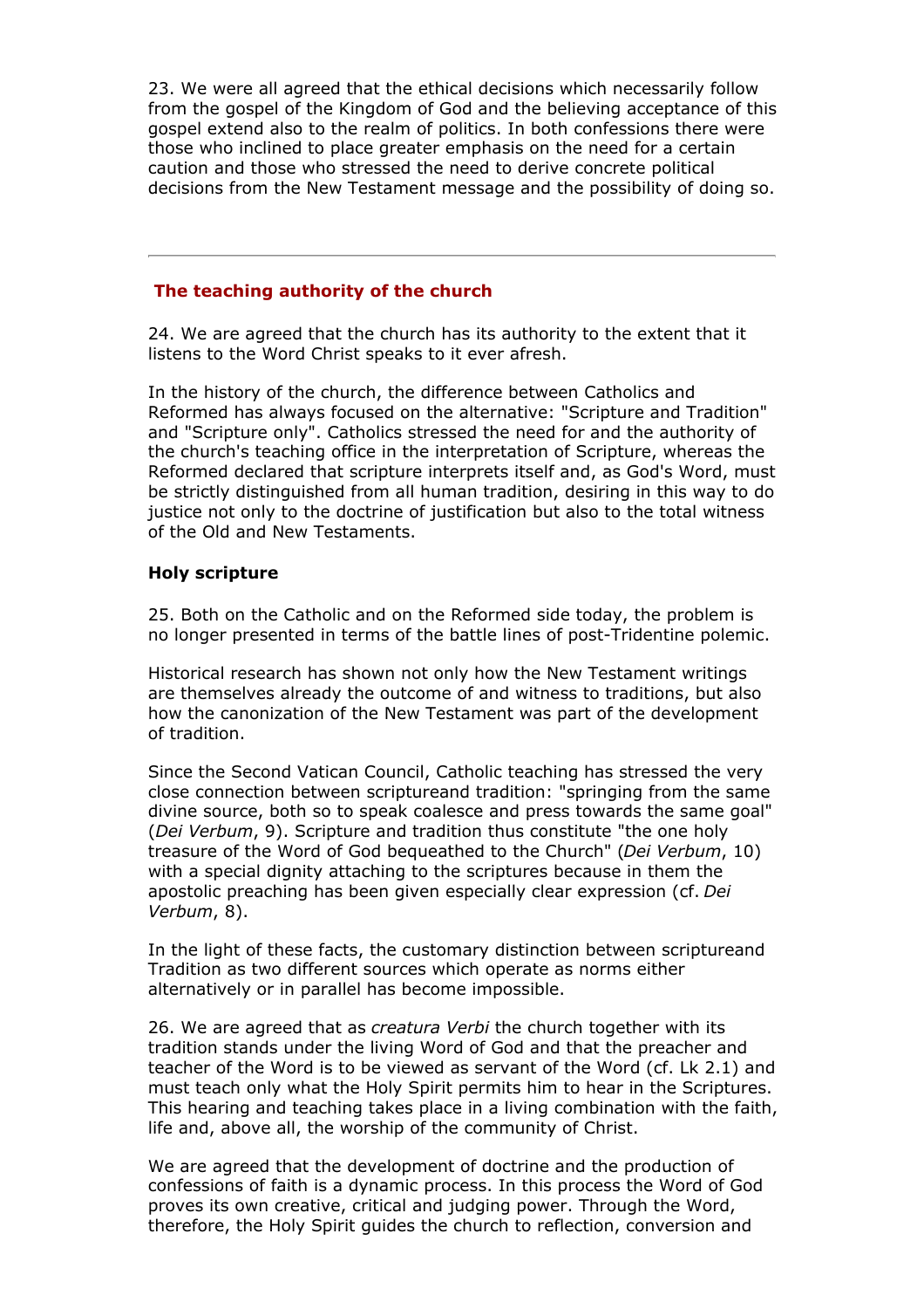23. We were all agreed that the ethical decisions which necessarily follow from the gospel of the Kingdom of God and the believing acceptance of this gospel extend also to the realm of politics. In both confessions there were those who inclined to place greater emphasis on the need for a certain caution and those who stressed the need to derive concrete political decisions from the New Testament message and the possibility of doing so.

---

## The teaching authority of the church

24. We are agreed that the church has its authority to the extent that it listens to the Word Christ speaks to it ever afresh.

In the history of the church, the difference between Catholics and Reformed has always focused on the alternative: "Scripture and Tradition" and "Scripture only". Catholics stressed the need for and the authority of the church's teaching office in the interpretation of Scripture, whereas the Reformed declared that scripture interprets itself and, as God's Word, must be strictly distinguished from all human tradition, desiring in this way to do justice not only to the doctrine of justification but also to the total witness of the Old and New Testaments.

### Holy scripture

25. Both on the Catholic and on the Reformed side today, the problem is no longer presented in terms of the battle lines of post-Tridentine polemic.

Historical research has shown not only how the New Testament writings are themselves already the outcome of and witness to traditions, but also how the canonization of the New Testament was part of the development of tradition.

Since the Second Vatican Council, Catholic teaching has stressed the very close connection between scriptureand tradition: "springing from the same divine source, both so to speak coalesce and press towards the same goal" (*Dei Verbum*, 9). Scripture and tradition thus constitute "the one holy treasure of the Word of God bequeathed to the Church" (*Dei Verbum*, 10) with a special dignity attaching to the scriptures because in them the apostolic preaching has been given especially clear expression (cf. *Dei Verbum*, 8).

In the light of these facts, the customary distinction between scriptureand Tradition as two different sources which operate as norms either alternatively or in parallel has become impossible.

26. We are agreed that as *creatura Verbi* the church together with its tradition stands under the living Word of God and that the preacher and teacher of the Word is to be viewed as servant of the Word (cf. Lk 2.1) and must teach only what the Holy Spirit permits him to hear in the Scriptures. This hearing and teaching takes place in a living combination with the faith, life and, above all, the worship of the community of Christ.

We are agreed that the development of doctrine and the production of confessions of faith is a dynamic process. In this process the Word of God proves its own creative, critical and judging power. Through the Word, therefore, the Holy Spirit guides the church to reflection, conversion and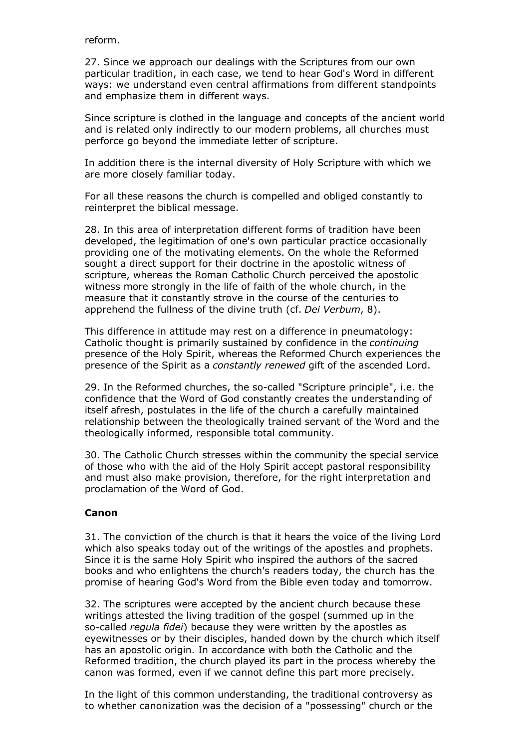reform.

27. Since we approach our dealings with the Scriptures from our own particular tradition, in each case, we tend to hear God's Word in different ways: we understand even central affirmations from different standpoints and emphasize them in different ways.

Since scripture is clothed in the language and concepts of the ancient world and is related only indirectly to our modern problems, all churches must perforce go beyond the immediate letter of scripture.

In addition there is the internal diversity of Holy Scripture with which we are more closely familiar today.

For all these reasons the church is compelled and obliged constantly to reinterpret the biblical message.

28. In this area of interpretation different forms of tradition have been developed, the legitimation of one's own particular practice occasionally providing one of the motivating elements. On the whole the Reformed sought a direct support for their doctrine in the apostolic witness of scripture, whereas the Roman Catholic Church perceived the apostolic witness more strongly in the life of faith of the whole church, in the measure that it constantly strove in the course of the centuries to apprehend the fullness of the divine truth (cf. *Dei Verbum*, 8).

This difference in attitude may rest on a difference in pneumatology: Catholic thought is primarily sustained by confidence in the *continuing* presence of the Holy Spirit, whereas the Reformed Church experiences the presence of the Spirit as a *constantly renewed* gift of the ascended Lord.

29. In the Reformed churches, the so-called "Scripture principle", i.e. the confidence that the Word of God constantly creates the understanding of itself afresh, postulates in the life of the church a carefully maintained relationship between the theologically trained servant of the Word and the theologically informed, responsible total community.

30. The Catholic Church stresses within the community the special service of those who with the aid of the Holy Spirit accept pastoral responsibility and must also make provision, therefore, for the right interpretation and proclamation of the Word of God.

**Canon**

31. The conviction of the church is that it hears the voice of the living Lord which also speaks today out of the writings of the apostles and prophets. Since it is the same Holy Spirit who inspired the authors of the sacred books and who enlightens the church's readers today, the church has the promise of hearing God's Word from the Bible even today and tomorrow.

32. The scriptures were accepted by the ancient church because these writings attested the living tradition of the gospel (summed up in the so-called *regula fidei*) because they were written by the apostles as eyewitnesses or by their disciples, handed down by the church which itself has an apostolic origin. In accordance with both the Catholic and the Reformed tradition, the church played its part in the process whereby the canon was formed, even if we cannot define this part more precisely.

In the light of this common understanding, the traditional controversy as to whether canonization was the decision of a "possessing" church or the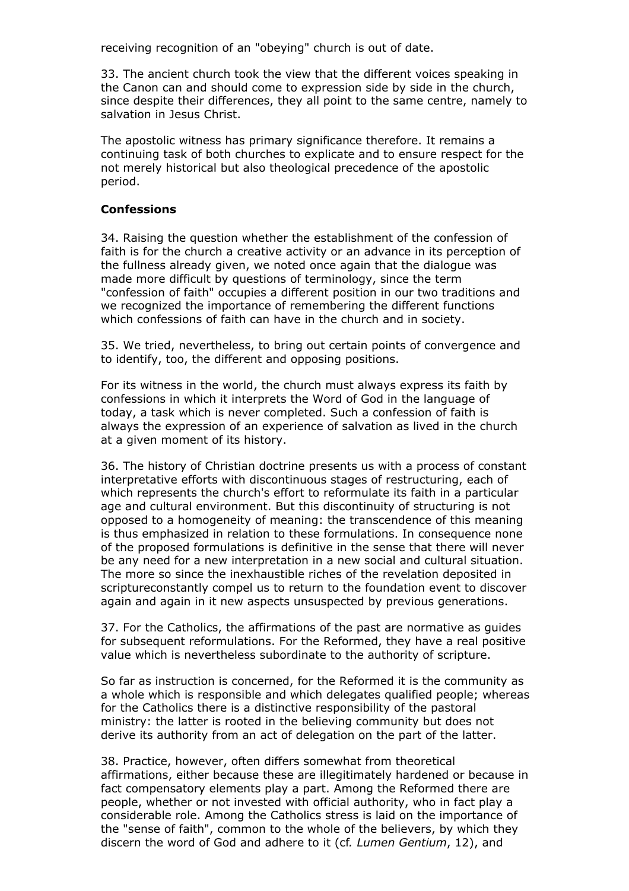receiving recognition of an "obeying" church is out of date.

33. The ancient church took the view that the different voices speaking in the Canon can and should come to expression side by side in the church, since despite their differences, they all point to the same centre, namely to salvation in Jesus Christ.

The apostolic witness has primary significance therefore. It remains a continuing task of both churches to explicate and to ensure respect for the not merely historical but also theological precedence of the apostolic period.

**Confessions**

34. Raising the question whether the establishment of the confession of faith is for the church a creative activity or an advance in its perception of the fullness already given, we noted once again that the dialogue was made more difficult by questions of terminology, since the term "confession of faith" occupies a different position in our two traditions and we recognized the importance of remembering the different functions which confessions of faith can have in the church and in society.

35. We tried, nevertheless, to bring out certain points of convergence and to identify, too, the different and opposing positions.

For its witness in the world, the church must always express its faith by confessions in which it interprets the Word of God in the language of today, a task which is never completed. Such a confession of faith is always the expression of an experience of salvation as lived in the church at a given moment of its history.

36. The history of Christian doctrine presents us with a process of constant interpretative efforts with discontinuous stages of restructuring, each of which represents the church's effort to reformulate its faith in a particular age and cultural environment. But this discontinuity of structuring is not opposed to a homogeneity of meaning: the transcendence of this meaning is thus emphasized in relation to these formulations. In consequence none of the proposed formulations is definitive in the sense that there will never be any need for a new interpretation in a new social and cultural situation. The more so since the inexhaustible riches of the revelation deposited in scriptureconstantly compel us to return to the foundation event to discover again and again in it new aspects unsuspected by previous generations.

37. For the Catholics, the affirmations of the past are normative as guides for subsequent reformulations. For the Reformed, they have a real positive value which is nevertheless subordinate to the authority of scripture.

So far as instruction is concerned, for the Reformed it is the community as a whole which is responsible and which delegates qualified people; whereas for the Catholics there is a distinctive responsibility of the pastoral ministry: the latter is rooted in the believing community but does not derive its authority from an act of delegation on the part of the latter.

38. Practice, however, often differs somewhat from theoretical affirmations, either because these are illegitimately hardened or because in fact compensatory elements play a part. Among the Reformed there are people, whether or not invested with official authority, who in fact play a considerable role. Among the Catholics stress is laid on the importance of the "sense of faith", common to the whole of the believers, by which they discern the word of God and adhere to it (cf*. Lumen Gentium*, 12), and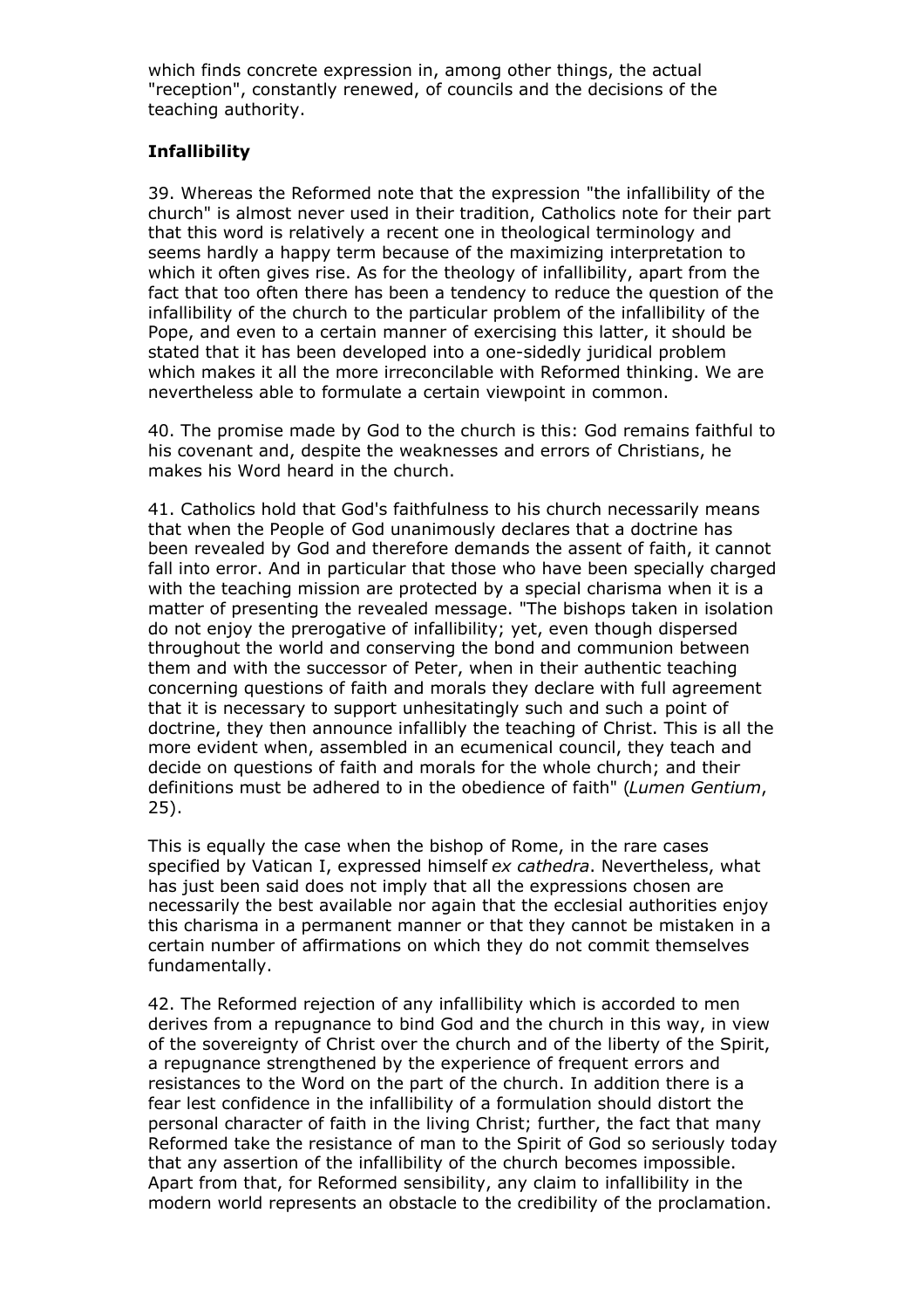which finds concrete expression in, among other things, the actual "reception", constantly renewed, of councils and the decisions of the teaching authority.

### Infallibility

39. Whereas the Reformed note that the expression "the infallibility of the church" is almost never used in their tradition, Catholics note for their part that this word is relatively a recent one in theological terminology and seems hardly a happy term because of the maximizing interpretation to which it often gives rise. As for the theology of infallibility, apart from the fact that too often there has been a tendency to reduce the question of the infallibility of the church to the particular problem of the infallibility of the Pope, and even to a certain manner of exercising this latter, it should be stated that it has been developed into a one-sidedly juridical problem which makes it all the more irreconcilable with Reformed thinking. We are nevertheless able to formulate a certain viewpoint in common.

40. The promise made by God to the church is this: God remains faithful to his covenant and, despite the weaknesses and errors of Christians, he makes his Word heard in the church.

41. Catholics hold that God's faithfulness to his church necessarily means that when the People of God unanimously declares that a doctrine has been revealed by God and therefore demands the assent of faith, it cannot fall into error. And in particular that those who have been specially charged with the teaching mission are protected by a special charisma when it is a matter of presenting the revealed message. "The bishops taken in isolation do not enjoy the prerogative of infallibility; yet, even though dispersed throughout the world and conserving the bond and communion between them and with the successor of Peter, when in their authentic teaching concerning questions of faith and morals they declare with full agreement that it is necessary to support unhesitatingly such and such a point of doctrine, they then announce infallibly the teaching of Christ. This is all the more evident when, assembled in an ecumenical council, they teach and decide on questions of faith and morals for the whole church; and their definitions must be adhered to in the obedience of faith" (*Lumen Gentium*, 25).

This is equally the case when the bishop of Rome, in the rare cases specified by Vatican I, expressed himself *ex cathedra*. Nevertheless, what has just been said does not imply that all the expressions chosen are necessarily the best available nor again that the ecclesial authorities enjoy this charisma in a permanent manner or that they cannot be mistaken in a certain number of affirmations on which they do not commit themselves fundamentally.

42. The Reformed rejection of any infallibility which is accorded to men derives from a repugnance to bind God and the church in this way, in view of the sovereignty of Christ over the church and of the liberty of the Spirit, a repugnance strengthened by the experience of frequent errors and resistances to the Word on the part of the church. In addition there is a fear lest confidence in the infallibility of a formulation should distort the personal character of faith in the living Christ; further, the fact that many Reformed take the resistance of man to the Spirit of God so seriously today that any assertion of the infallibility of the church becomes impossible. Apart from that, for Reformed sensibility, any claim to infallibility in the modern world represents an obstacle to the credibility of the proclamation.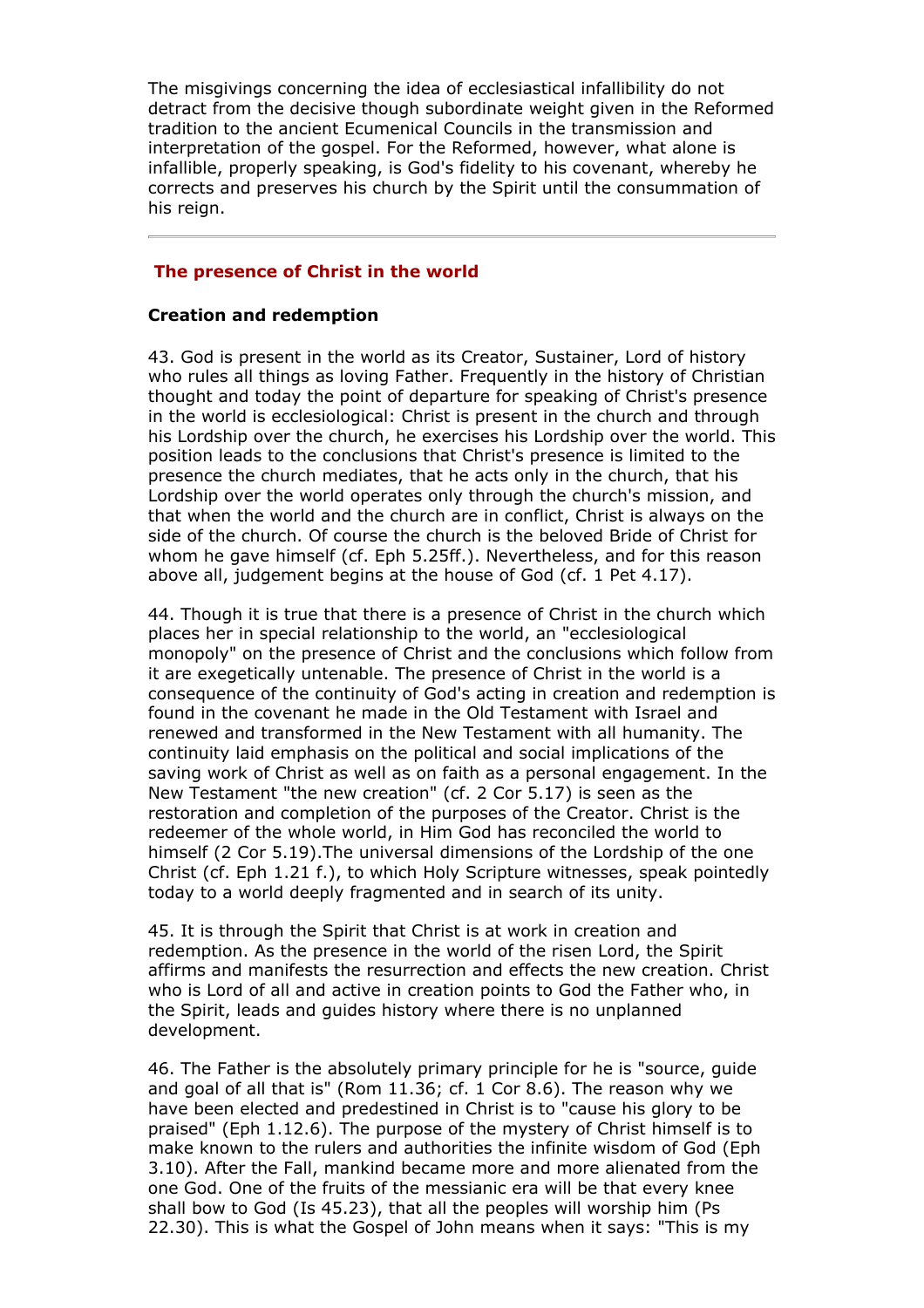The misgivings concerning the idea of ecclesiastical infallibility do not detract from the decisive though subordinate weight given in the Reformed tradition to the ancient Ecumenical Councils in the transmission and interpretation of the gospel. For the Reformed, however, what alone is infallible, properly speaking, is God's fidelity to his covenant, whereby he corrects and preserves his church by the Spirit until the consummation of his reign.

---

## The presence of Christ in the world

### Creation and redemption

43. God is present in the world as its Creator, Sustainer, Lord of history who rules all things as loving Father. Frequently in the history of Christian thought and today the point of departure for speaking of Christ's presence in the world is ecclesiological: Christ is present in the church and through his Lordship over the church, he exercises his Lordship over the world. This position leads to the conclusions that Christ's presence is limited to the presence the church mediates, that he acts only in the church, that his Lordship over the world operates only through the church's mission, and that when the world and the church are in conflict, Christ is always on the side of the church. Of course the church is the beloved Bride of Christ for whom he gave himself (cf. Eph 5.25ff.). Nevertheless, and for this reason above all, judgement begins at the house of God (cf. 1 Pet 4.17).

44. Though it is true that there is a presence of Christ in the church which places her in special relationship to the world, an "ecclesiological monopoly" on the presence of Christ and the conclusions which follow from it are exegetically untenable. The presence of Christ in the world is a consequence of the continuity of God's acting in creation and redemption is found in the covenant he made in the Old Testament with Israel and renewed and transformed in the New Testament with all humanity. The continuity laid emphasis on the political and social implications of the saving work of Christ as well as on faith as a personal engagement. In the New Testament "the new creation" (cf. 2 Cor 5.17) is seen as the restoration and completion of the purposes of the Creator. Christ is the redeemer of the whole world, in Him God has reconciled the world to himself (2 Cor 5.19).The universal dimensions of the Lordship of the one Christ (cf. Eph 1.21 f.), to which Holy Scripture witnesses, speak pointedly today to a world deeply fragmented and in search of its unity.

45. It is through the Spirit that Christ is at work in creation and redemption. As the presence in the world of the risen Lord, the Spirit affirms and manifests the resurrection and effects the new creation. Christ who is Lord of all and active in creation points to God the Father who, in the Spirit, leads and guides history where there is no unplanned development.

46. The Father is the absolutely primary principle for he is "source, guide and goal of all that is" (Rom 11.36; cf. 1 Cor 8.6). The reason why we have been elected and predestined in Christ is to "cause his glory to be praised" (Eph 1.12.6). The purpose of the mystery of Christ himself is to make known to the rulers and authorities the infinite wisdom of God (Eph 3.10). After the Fall, mankind became more and more alienated from the one God. One of the fruits of the messianic era will be that every knee shall bow to God (Is 45.23), that all the peoples will worship him (Ps 22.30). This is what the Gospel of John means when it says: "This is my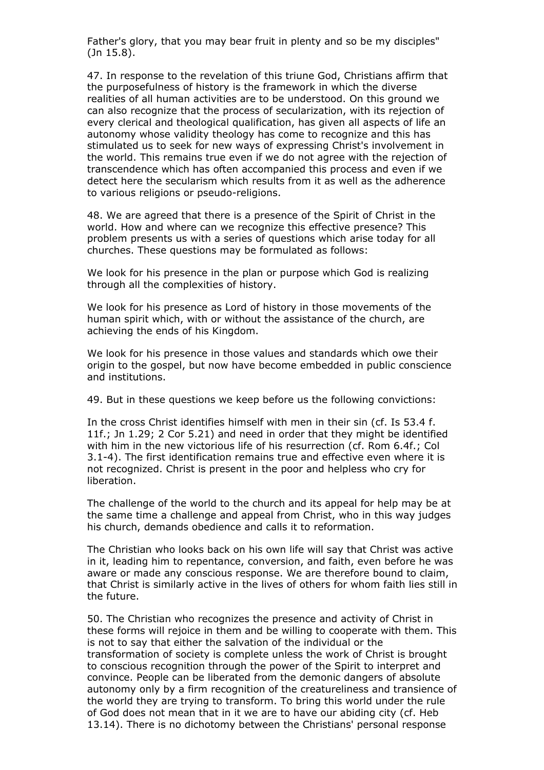Father's glory, that you may bear fruit in plenty and so be my disciples" (Jn 15.8).

47. In response to the revelation of this triune God, Christians affirm that the purposefulness of history is the framework in which the diverse realities of all human activities are to be understood. On this ground we can also recognize that the process of secularization, with its rejection of every clerical and theological qualification, has given all aspects of life an autonomy whose validity theology has come to recognize and this has stimulated us to seek for new ways of expressing Christ's involvement in the world. This remains true even if we do not agree with the rejection of transcendence which has often accompanied this process and even if we detect here the secularism which results from it as well as the adherence to various religions or pseudo-religions.

48. We are agreed that there is a presence of the Spirit of Christ in the world. How and where can we recognize this effective presence? This problem presents us with a series of questions which arise today for all churches. These questions may be formulated as follows:

We look for his presence in the plan or purpose which God is realizing through all the complexities of history.

We look for his presence as Lord of history in those movements of the human spirit which, with or without the assistance of the church, are achieving the ends of his Kingdom.

We look for his presence in those values and standards which owe their origin to the gospel, but now have become embedded in public conscience and institutions.

49. But in these questions we keep before us the following convictions:

In the cross Christ identifies himself with men in their sin (cf. Is 53.4 f. 11f.; Jn 1.29; 2 Cor 5.21) and need in order that they might be identified with him in the new victorious life of his resurrection (cf. Rom 6.4f.; Col 3.1-4). The first identification remains true and effective even where it is not recognized. Christ is present in the poor and helpless who cry for liberation.

The challenge of the world to the church and its appeal for help may be at the same time a challenge and appeal from Christ, who in this way judges his church, demands obedience and calls it to reformation.

The Christian who looks back on his own life will say that Christ was active in it, leading him to repentance, conversion, and faith, even before he was aware or made any conscious response. We are therefore bound to claim, that Christ is similarly active in the lives of others for whom faith lies still in the future.

50. The Christian who recognizes the presence and activity of Christ in these forms will rejoice in them and be willing to cooperate with them. This is not to say that either the salvation of the individual or the transformation of society is complete unless the work of Christ is brought to conscious recognition through the power of the Spirit to interpret and convince. People can be liberated from the demonic dangers of absolute autonomy only by a firm recognition of the creatureliness and transience of the world they are trying to transform. To bring this world under the rule of God does not mean that in it we are to have our abiding city (cf. Heb 13.14). There is no dichotomy between the Christians' personal response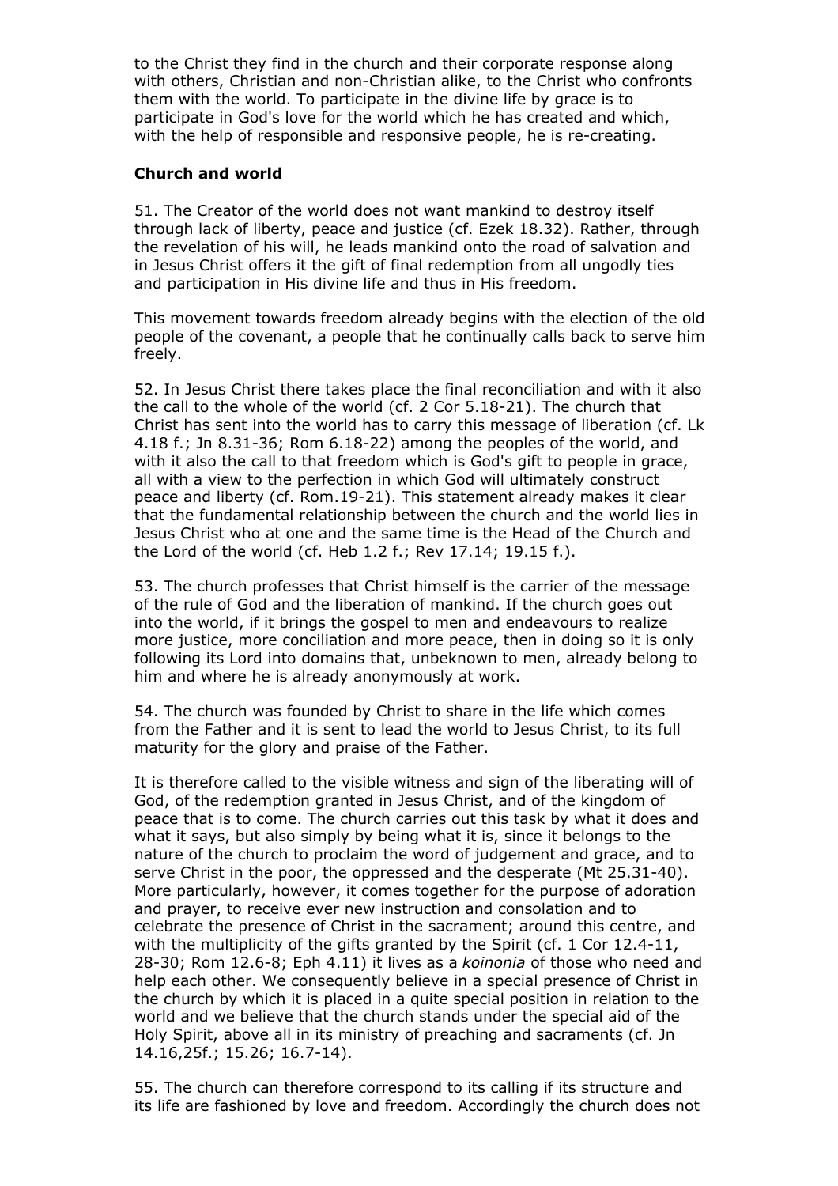to the Christ they find in the church and their corporate response along with others, Christian and non-Christian alike, to the Christ who confronts them with the world. To participate in the divine life by grace is to participate in God's love for the world which he has created and which, with the help of responsible and responsive people, he is re-creating.

### Church and world

51. The Creator of the world does not want mankind to destroy itself through lack of liberty, peace and justice (cf. Ezek 18.32). Rather, through the revelation of his will, he leads mankind onto the road of salvation and in Jesus Christ offers it the gift of final redemption from all ungodly ties and participation in His divine life and thus in His freedom.

This movement towards freedom already begins with the election of the old people of the covenant, a people that he continually calls back to serve him freely.

52. In Jesus Christ there takes place the final reconciliation and with it also the call to the whole of the world (cf. 2 Cor 5.18-21). The church that Christ has sent into the world has to carry this message of liberation (cf. Lk 4.18 f.; Jn 8.31-36; Rom 6.18-22) among the peoples of the world, and with it also the call to that freedom which is God's gift to people in grace, all with a view to the perfection in which God will ultimately construct peace and liberty (cf. Rom.19-21). This statement already makes it clear that the fundamental relationship between the church and the world lies in Jesus Christ who at one and the same time is the Head of the Church and the Lord of the world (cf. Heb 1.2 f.; Rev 17.14; 19.15 f.).

53. The church professes that Christ himself is the carrier of the message of the rule of God and the liberation of mankind. If the church goes out into the world, if it brings the gospel to men and endeavours to realize more justice, more conciliation and more peace, then in doing so it is only following its Lord into domains that, unbeknown to men, already belong to him and where he is already anonymously at work.

54. The church was founded by Christ to share in the life which comes from the Father and it is sent to lead the world to Jesus Christ, to its full maturity for the glory and praise of the Father.

It is therefore called to the visible witness and sign of the liberating will of God, of the redemption granted in Jesus Christ, and of the kingdom of peace that is to come. The church carries out this task by what it does and what it says, but also simply by being what it is, since it belongs to the nature of the church to proclaim the word of judgement and grace, and to serve Christ in the poor, the oppressed and the desperate (Mt 25.31-40). More particularly, however, it comes together for the purpose of adoration and prayer, to receive ever new instruction and consolation and to celebrate the presence of Christ in the sacrament; around this centre, and with the multiplicity of the gifts granted by the Spirit (cf. 1 Cor 12.4-11, 28-30; Rom 12.6-8; Eph 4.11) it lives as a *koinonia* of those who need and help each other. We consequently believe in a special presence of Christ in the church by which it is placed in a quite special position in relation to the world and we believe that the church stands under the special aid of the Holy Spirit, above all in its ministry of preaching and sacraments (cf. Jn 14.16,25f.; 15.26; 16.7-14).

55. The church can therefore correspond to its calling if its structure and its life are fashioned by love and freedom. Accordingly the church does not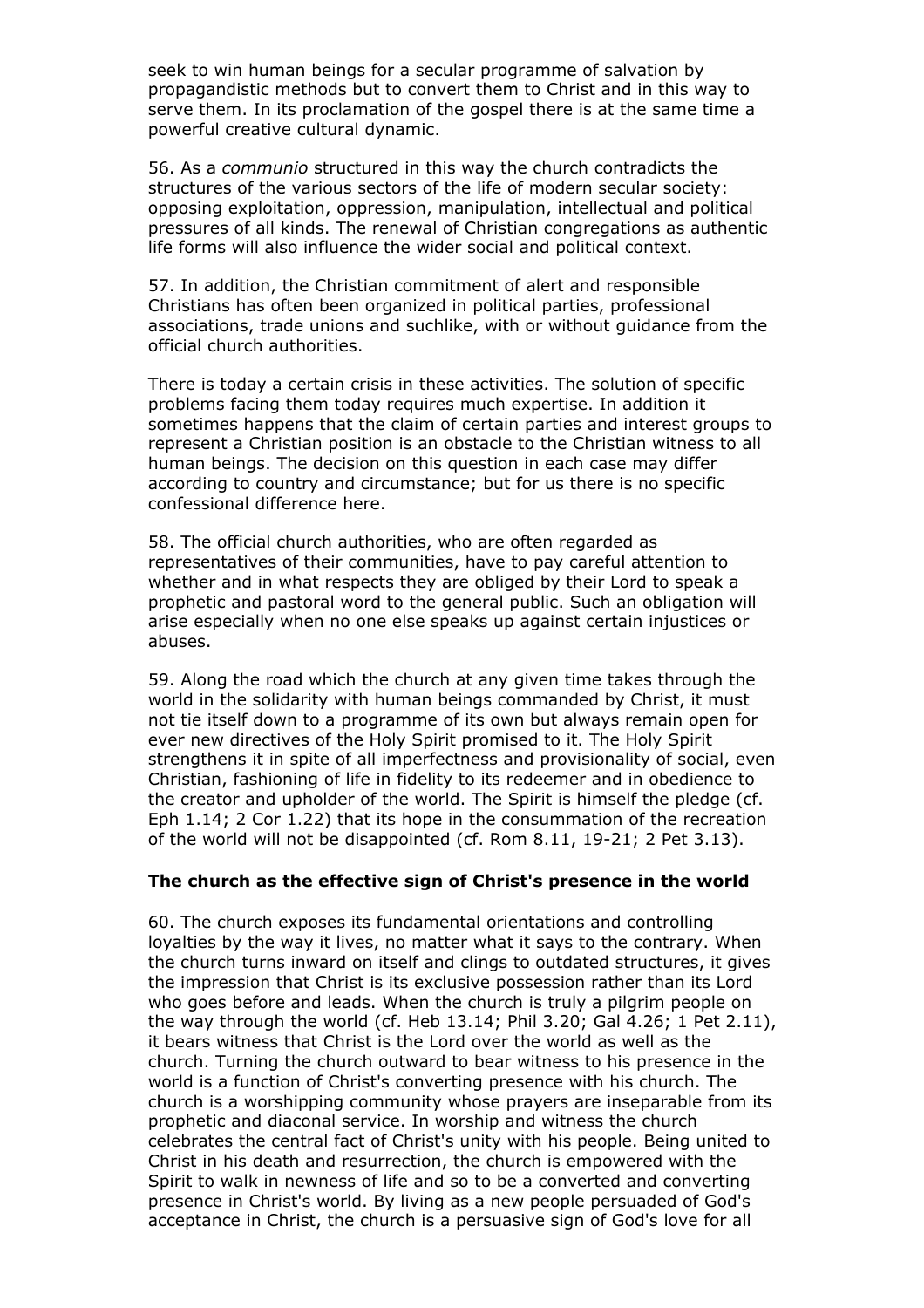seek to win human beings for a secular programme of salvation by propagandistic methods but to convert them to Christ and in this way to serve them. In its proclamation of the gospel there is at the same time a powerful creative cultural dynamic.

56. As a *communio* structured in this way the church contradicts the structures of the various sectors of the life of modern secular society: opposing exploitation, oppression, manipulation, intellectual and political pressures of all kinds. The renewal of Christian congregations as authentic life forms will also influence the wider social and political context.

57. In addition, the Christian commitment of alert and responsible Christians has often been organized in political parties, professional associations, trade unions and suchlike, with or without guidance from the official church authorities.

There is today a certain crisis in these activities. The solution of specific problems facing them today requires much expertise. In addition it sometimes happens that the claim of certain parties and interest groups to represent a Christian position is an obstacle to the Christian witness to all human beings. The decision on this question in each case may differ according to country and circumstance; but for us there is no specific confessional difference here.

58. The official church authorities, who are often regarded as representatives of their communities, have to pay careful attention to whether and in what respects they are obliged by their Lord to speak a prophetic and pastoral word to the general public. Such an obligation will arise especially when no one else speaks up against certain injustices or abuses.

59. Along the road which the church at any given time takes through the world in the solidarity with human beings commanded by Christ, it must not tie itself down to a programme of its own but always remain open for ever new directives of the Holy Spirit promised to it. The Holy Spirit strengthens it in spite of all imperfectness and provisionality of social, even Christian, fashioning of life in fidelity to its redeemer and in obedience to the creator and upholder of the world. The Spirit is himself the pledge (cf. Eph 1.14; 2 Cor 1.22) that its hope in the consummation of the recreation of the world will not be disappointed (cf. Rom 8.11, 19-21; 2 Pet 3.13).

### The church as the effective sign of Christ's presence in the world

60. The church exposes its fundamental orientations and controlling loyalties by the way it lives, no matter what it says to the contrary. When the church turns inward on itself and clings to outdated structures, it gives the impression that Christ is its exclusive possession rather than its Lord who goes before and leads. When the church is truly a pilgrim people on the way through the world (cf. Heb 13.14; Phil 3.20; Gal 4.26; 1 Pet 2.11), it bears witness that Christ is the Lord over the world as well as the church. Turning the church outward to bear witness to his presence in the world is a function of Christ's converting presence with his church. The church is a worshipping community whose prayers are inseparable from its prophetic and diaconal service. In worship and witness the church celebrates the central fact of Christ's unity with his people. Being united to Christ in his death and resurrection, the church is empowered with the Spirit to walk in newness of life and so to be a converted and converting presence in Christ's world. By living as a new people persuaded of God's acceptance in Christ, the church is a persuasive sign of God's love for all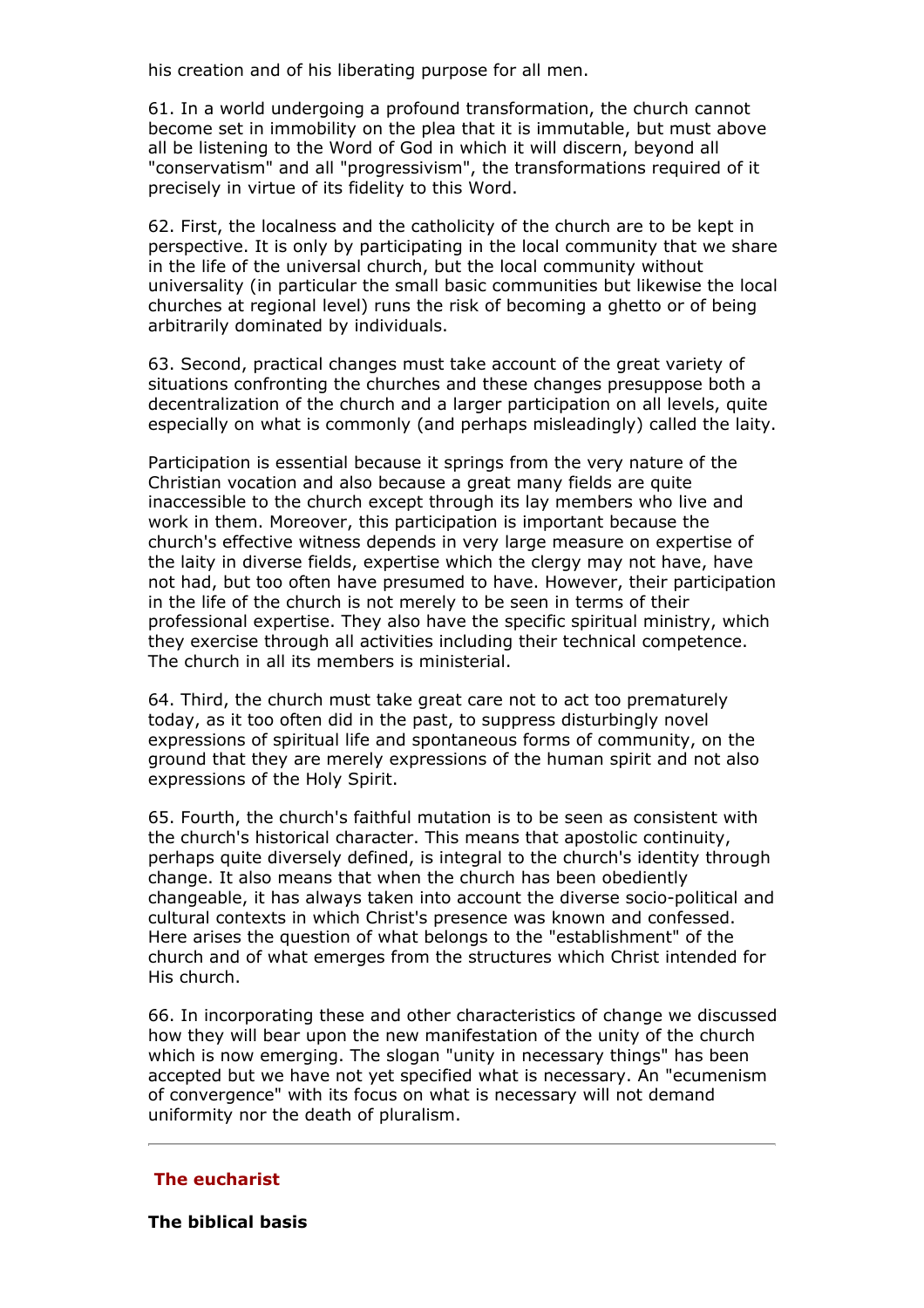his creation and of his liberating purpose for all men.

61. In a world undergoing a profound transformation, the church cannot become set in immobility on the plea that it is immutable, but must above all be listening to the Word of God in which it will discern, beyond all "conservatism" and all "progressivism", the transformations required of it precisely in virtue of its fidelity to this Word.

62. First, the localness and the catholicity of the church are to be kept in perspective. It is only by participating in the local community that we share in the life of the universal church, but the local community without universality (in particular the small basic communities but likewise the local churches at regional level) runs the risk of becoming a ghetto or of being arbitrarily dominated by individuals.

63. Second, practical changes must take account of the great variety of situations confronting the churches and these changes presuppose both a decentralization of the church and a larger participation on all levels, quite especially on what is commonly (and perhaps misleadingly) called the laity.

Participation is essential because it springs from the very nature of the Christian vocation and also because a great many fields are quite inaccessible to the church except through its lay members who live and work in them. Moreover, this participation is important because the church's effective witness depends in very large measure on expertise of the laity in diverse fields, expertise which the clergy may not have, have not had, but too often have presumed to have. However, their participation in the life of the church is not merely to be seen in terms of their professional expertise. They also have the specific spiritual ministry, which they exercise through all activities including their technical competence. The church in all its members is ministerial.

64. Third, the church must take great care not to act too prematurely today, as it too often did in the past, to suppress disturbingly novel expressions of spiritual life and spontaneous forms of community, on the ground that they are merely expressions of the human spirit and not also expressions of the Holy Spirit.

65. Fourth, the church's faithful mutation is to be seen as consistent with the church's historical character. This means that apostolic continuity, perhaps quite diversely defined, is integral to the church's identity through change. It also means that when the church has been obediently changeable, it has always taken into account the diverse socio-political and cultural contexts in which Christ's presence was known and confessed. Here arises the question of what belongs to the "establishment" of the church and of what emerges from the structures which Christ intended for His church.

66. In incorporating these and other characteristics of change we discussed how they will bear upon the new manifestation of the unity of the church which is now emerging. The slogan "unity in necessary things" has been accepted but we have not yet specified what is necessary. An "ecumenism of convergence" with its focus on what is necessary will not demand uniformity nor the death of pluralism.

---

## The eucharist

### The biblical basis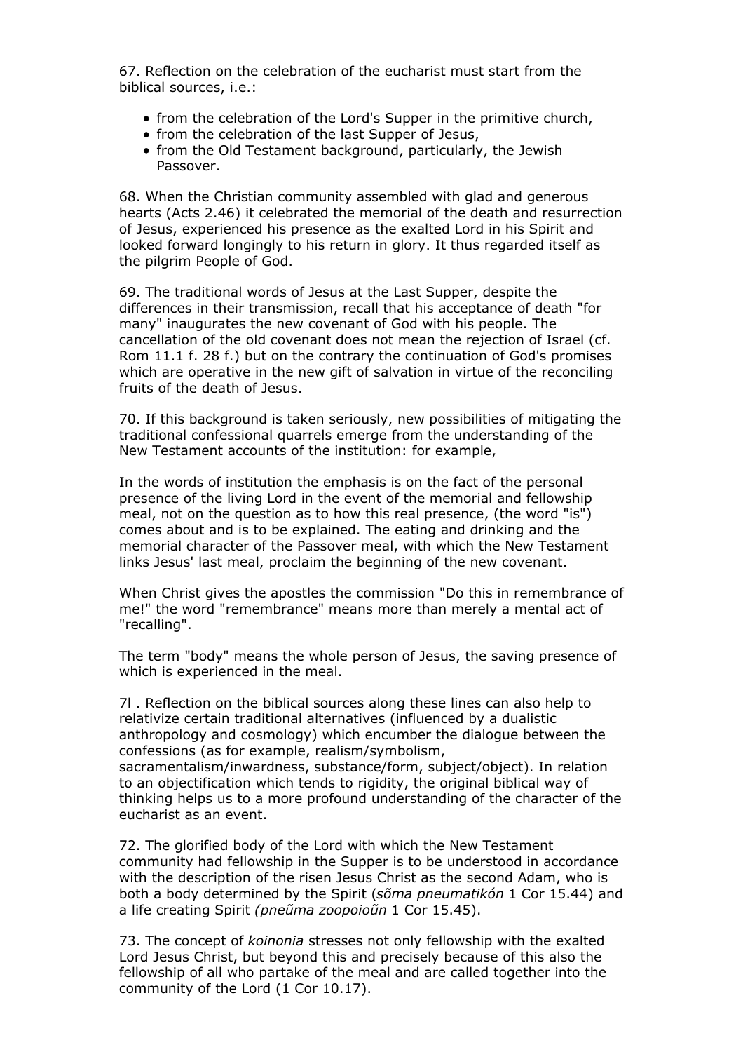67. Reflection on the celebration of the eucharist must start from the biblical sources, i.e.:

- from the celebration of the Lord's Supper in the primitive church,
- from the celebration of the last Supper of Jesus,
- from the Old Testament background, particularly, the Jewish Passover.

68. When the Christian community assembled with glad and generous hearts (Acts 2.46) it celebrated the memorial of the death and resurrection of Jesus, experienced his presence as the exalted Lord in his Spirit and looked forward longingly to his return in glory. It thus regarded itself as the pilgrim People of God.

69. The traditional words of Jesus at the Last Supper, despite the differences in their transmission, recall that his acceptance of death "for many" inaugurates the new covenant of God with his people. The cancellation of the old covenant does not mean the rejection of Israel (cf. Rom 11.1 f. 28 f.) but on the contrary the continuation of God's promises which are operative in the new gift of salvation in virtue of the reconciling fruits of the death of Jesus.

70. If this background is taken seriously, new possibilities of mitigating the traditional confessional quarrels emerge from the understanding of the New Testament accounts of the institution: for example,

In the words of institution the emphasis is on the fact of the personal presence of the living Lord in the event of the memorial and fellowship meal, not on the question as to how this real presence, (the word "is") comes about and is to be explained. The eating and drinking and the memorial character of the Passover meal, with which the New Testament links Jesus' last meal, proclaim the beginning of the new covenant.

When Christ gives the apostles the commission "Do this in remembrance of me!" the word "remembrance" means more than merely a mental act of "recalling".

The term "body" means the whole person of Jesus, the saving presence of which is experienced in the meal.

7l . Reflection on the biblical sources along these lines can also help to relativize certain traditional alternatives (influenced by a dualistic anthropology and cosmology) which encumber the dialogue between the confessions (as for example, realism/symbolism, sacramentalism/inwardness, substance/form, subject/object). In relation to an objectification which tends to rigidity, the original biblical way of thinking helps us to a more profound understanding of the character of the eucharist as an event.

72. The glorified body of the Lord with which the New Testament community had fellowship in the Supper is to be understood in accordance with the description of the risen Jesus Christ as the second Adam, who is both a body determined by the Spirit (*sõma pneumatikón* 1 Cor 15.44) and a life creating Spirit *(pneũma zoopoioũn* 1 Cor 15.45).

73. The concept of *koinonia* stresses not only fellowship with the exalted Lord Jesus Christ, but beyond this and precisely because of this also the fellowship of all who partake of the meal and are called together into the community of the Lord (1 Cor 10.17).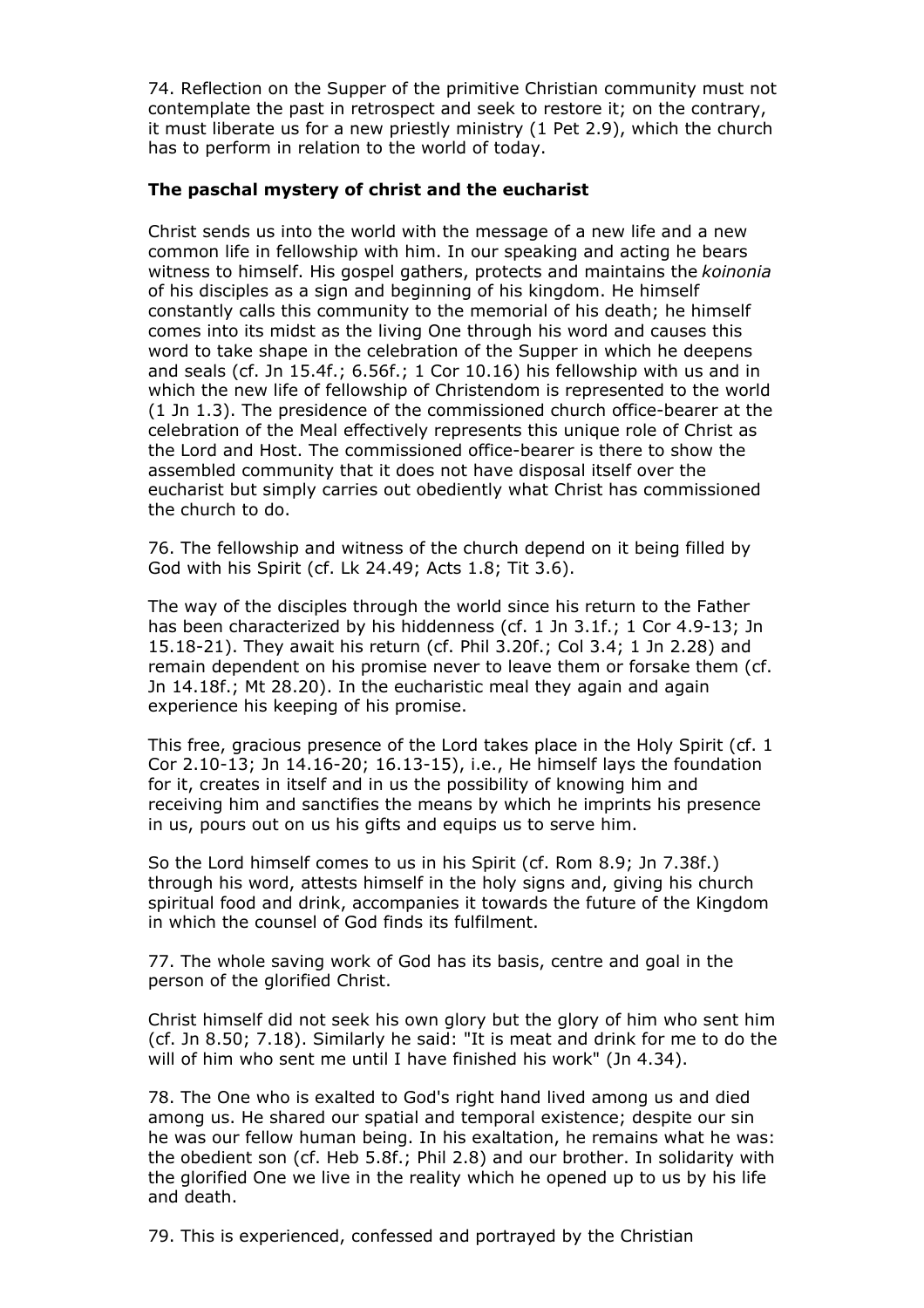74. Reflection on the Supper of the primitive Christian community must not contemplate the past in retrospect and seek to restore it; on the contrary, it must liberate us for a new priestly ministry (1 Pet 2.9), which the church has to perform in relation to the world of today.

**The paschal mystery of christ and the eucharist**

Christ sends us into the world with the message of a new life and a new common life in fellowship with him. In our speaking and acting he bears witness to himself. His gospel gathers, protects and maintains the *koinonia* of his disciples as a sign and beginning of his kingdom. He himself constantly calls this community to the memorial of his death; he himself comes into its midst as the living One through his word and causes this word to take shape in the celebration of the Supper in which he deepens and seals (cf. Jn 15.4f.; 6.56f.; 1 Cor 10.16) his fellowship with us and in which the new life of fellowship of Christendom is represented to the world (1 Jn 1.3). The presidence of the commissioned church office-bearer at the celebration of the Meal effectively represents this unique role of Christ as the Lord and Host. The commissioned office-bearer is there to show the assembled community that it does not have disposal itself over the eucharist but simply carries out obediently what Christ has commissioned the church to do.

76. The fellowship and witness of the church depend on it being filled by God with his Spirit (cf. Lk 24.49; Acts 1.8; Tit 3.6).

The way of the disciples through the world since his return to the Father has been characterized by his hiddenness (cf. 1 Jn 3.1f.; 1 Cor 4.9-13; Jn 15.18-21). They await his return (cf. Phil 3.20f.; Col 3.4; 1 Jn 2.28) and remain dependent on his promise never to leave them or forsake them (cf. Jn 14.18f.; Mt 28.20). In the eucharistic meal they again and again experience his keeping of his promise.

This free, gracious presence of the Lord takes place in the Holy Spirit (cf. 1 Cor 2.10-13; Jn 14.16-20; 16.13-15), i.e., He himself lays the foundation for it, creates in itself and in us the possibility of knowing him and receiving him and sanctifies the means by which he imprints his presence in us, pours out on us his gifts and equips us to serve him.

So the Lord himself comes to us in his Spirit (cf. Rom 8.9; Jn 7.38f.) through his word, attests himself in the holy signs and, giving his church spiritual food and drink, accompanies it towards the future of the Kingdom in which the counsel of God finds its fulfilment.

77. The whole saving work of God has its basis, centre and goal in the person of the glorified Christ.

Christ himself did not seek his own glory but the glory of him who sent him (cf. Jn 8.50; 7.18). Similarly he said: "It is meat and drink for me to do the will of him who sent me until I have finished his work" (Jn 4.34).

78. The One who is exalted to God's right hand lived among us and died among us. He shared our spatial and temporal existence; despite our sin he was our fellow human being. In his exaltation, he remains what he was: the obedient son (cf. Heb 5.8f.; Phil 2.8) and our brother. In solidarity with the glorified One we live in the reality which he opened up to us by his life and death.

79. This is experienced, confessed and portrayed by the Christian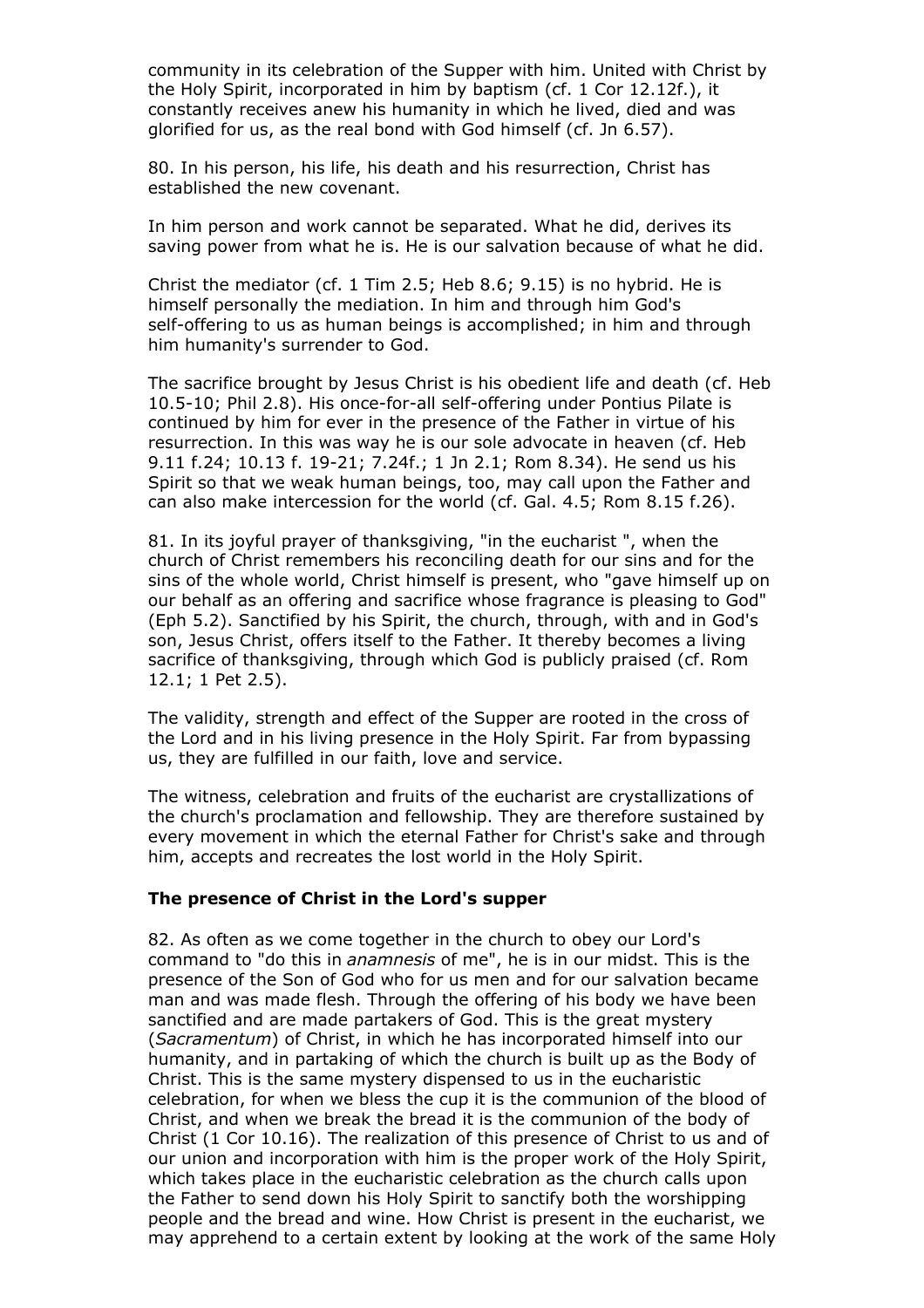community in its celebration of the Supper with him. United with Christ by the Holy Spirit, incorporated in him by baptism (cf. 1 Cor 12.12f.), it constantly receives anew his humanity in which he lived, died and was glorified for us, as the real bond with God himself (cf. Jn 6.57).

80. In his person, his life, his death and his resurrection, Christ has established the new covenant.

In him person and work cannot be separated. What he did, derives its saving power from what he is. He is our salvation because of what he did.

Christ the mediator (cf. 1 Tim 2.5; Heb 8.6; 9.15) is no hybrid. He is himself personally the mediation. In him and through him God's self-offering to us as human beings is accomplished; in him and through him humanity's surrender to God.

The sacrifice brought by Jesus Christ is his obedient life and death (cf. Heb 10.5-10; Phil 2.8). His once-for-all self-offering under Pontius Pilate is continued by him for ever in the presence of the Father in virtue of his resurrection. In this was way he is our sole advocate in heaven (cf. Heb 9.11 f.24; 10.13 f. 19-21; 7.24f.; 1 Jn 2.1; Rom 8.34). He send us his Spirit so that we weak human beings, too, may call upon the Father and can also make intercession for the world (cf. Gal. 4.5; Rom 8.15 f.26).

81. In its joyful prayer of thanksgiving, "in the eucharist ", when the church of Christ remembers his reconciling death for our sins and for the sins of the whole world, Christ himself is present, who "gave himself up on our behalf as an offering and sacrifice whose fragrance is pleasing to God" (Eph 5.2). Sanctified by his Spirit, the church, through, with and in God's son, Jesus Christ, offers itself to the Father. It thereby becomes a living sacrifice of thanksgiving, through which God is publicly praised (cf. Rom 12.1; 1 Pet 2.5).

The validity, strength and effect of the Supper are rooted in the cross of the Lord and in his living presence in the Holy Spirit. Far from bypassing us, they are fulfilled in our faith, love and service.

The witness, celebration and fruits of the eucharist are crystallizations of the church's proclamation and fellowship. They are therefore sustained by every movement in which the eternal Father for Christ's sake and through him, accepts and recreates the lost world in the Holy Spirit.

**The presence of Christ in the Lord's supper**

82. As often as we come together in the church to obey our Lord's command to "do this in *anamnesis* of me", he is in our midst. This is the presence of the Son of God who for us men and for our salvation became man and was made flesh. Through the offering of his body we have been sanctified and are made partakers of God. This is the great mystery (*Sacramentum*) of Christ, in which he has incorporated himself into our humanity, and in partaking of which the church is built up as the Body of Christ. This is the same mystery dispensed to us in the eucharistic celebration, for when we bless the cup it is the communion of the blood of Christ, and when we break the bread it is the communion of the body of Christ (1 Cor 10.16). The realization of this presence of Christ to us and of our union and incorporation with him is the proper work of the Holy Spirit, which takes place in the eucharistic celebration as the church calls upon the Father to send down his Holy Spirit to sanctify both the worshipping people and the bread and wine. How Christ is present in the eucharist, we may apprehend to a certain extent by looking at the work of the same Holy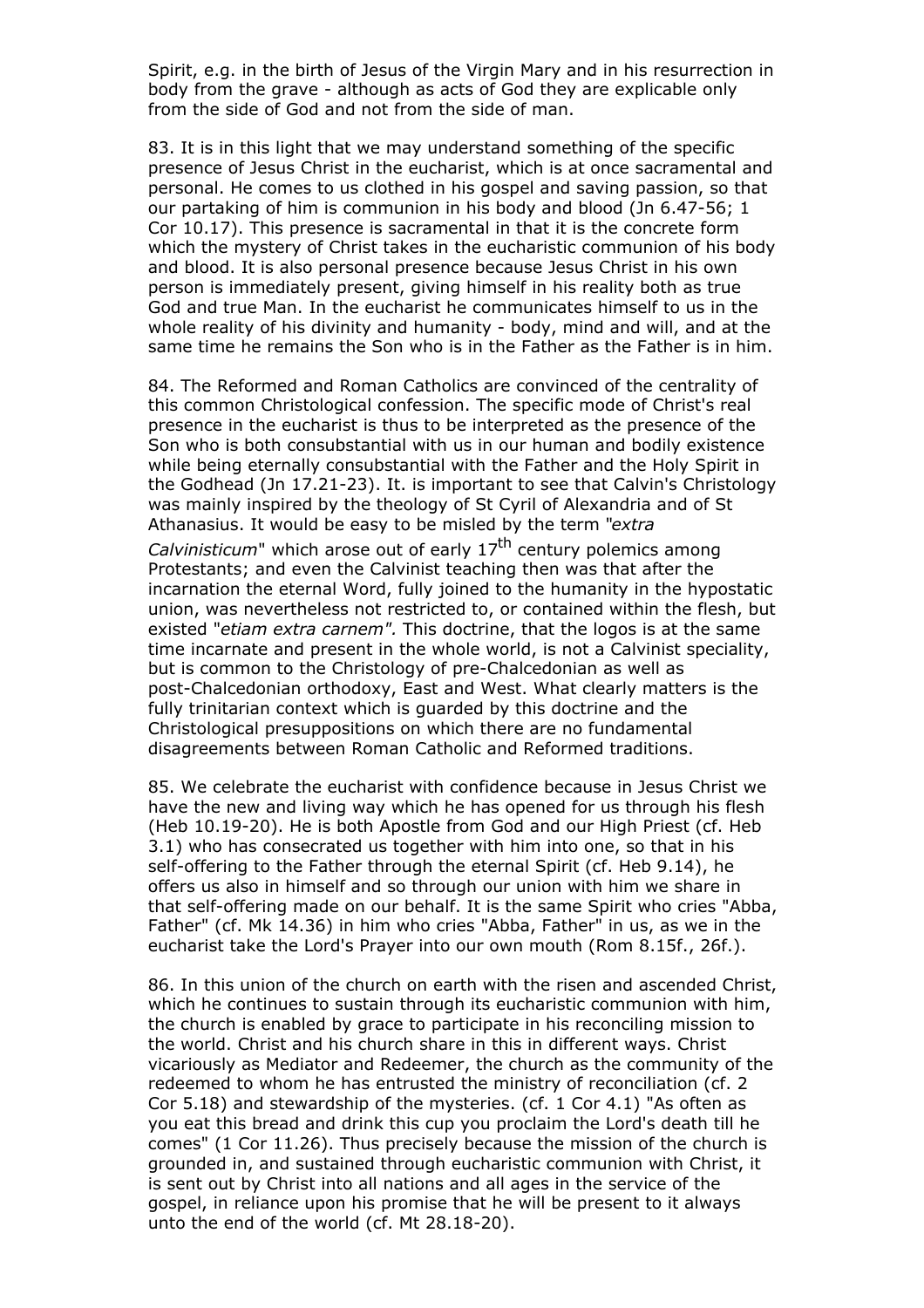Spirit, e.g. in the birth of Jesus of the Virgin Mary and in his resurrection in body from the grave - although as acts of God they are explicable only from the side of God and not from the side of man.

83. It is in this light that we may understand something of the specific presence of Jesus Christ in the eucharist, which is at once sacramental and personal. He comes to us clothed in his gospel and saving passion, so that our partaking of him is communion in his body and blood (Jn 6.47-56; 1 Cor 10.17). This presence is sacramental in that it is the concrete form which the mystery of Christ takes in the eucharistic communion of his body and blood. It is also personal presence because Jesus Christ in his own person is immediately present, giving himself in his reality both as true God and true Man. In the eucharist he communicates himself to us in the whole reality of his divinity and humanity - body, mind and will, and at the same time he remains the Son who is in the Father as the Father is in him.

84. The Reformed and Roman Catholics are convinced of the centrality of this common Christological confession. The specific mode of Christ's real presence in the eucharist is thus to be interpreted as the presence of the Son who is both consubstantial with us in our human and bodily existence while being eternally consubstantial with the Father and the Holy Spirit in the Godhead (Jn 17.21-23). It. is important to see that Calvin's Christology was mainly inspired by the theology of St Cyril of Alexandria and of St Athanasius. It would be easy to be misled by the term "*extra Calvinisticum*" which arose out of early 17th century polemics among Protestants; and even the Calvinist teaching then was that after the incarnation the eternal Word, fully joined to the humanity in the hypostatic union, was nevertheless not restricted to, or contained within the flesh, but existed "*etiam extra carnem".* This doctrine, that the logos is at the same time incarnate and present in the whole world, is not a Calvinist speciality, but is common to the Christology of pre-Chalcedonian as well as post-Chalcedonian orthodoxy, East and West. What clearly matters is the fully trinitarian context which is guarded by this doctrine and the Christological presuppositions on which there are no fundamental disagreements between Roman Catholic and Reformed traditions.

85. We celebrate the eucharist with confidence because in Jesus Christ we have the new and living way which he has opened for us through his flesh (Heb 10.19-20). He is both Apostle from God and our High Priest (cf. Heb 3.1) who has consecrated us together with him into one, so that in his self-offering to the Father through the eternal Spirit (cf. Heb 9.14), he offers us also in himself and so through our union with him we share in that self-offering made on our behalf. It is the same Spirit who cries "Abba, Father" (cf. Mk 14.36) in him who cries "Abba, Father" in us, as we in the eucharist take the Lord's Prayer into our own mouth (Rom 8.15f., 26f.).

86. In this union of the church on earth with the risen and ascended Christ, which he continues to sustain through its eucharistic communion with him, the church is enabled by grace to participate in his reconciling mission to the world. Christ and his church share in this in different ways. Christ vicariously as Mediator and Redeemer, the church as the community of the redeemed to whom he has entrusted the ministry of reconciliation (cf. 2 Cor 5.18) and stewardship of the mysteries. (cf. 1 Cor 4.1) "As often as you eat this bread and drink this cup you proclaim the Lord's death till he comes" (1 Cor 11.26). Thus precisely because the mission of the church is grounded in, and sustained through eucharistic communion with Christ, it is sent out by Christ into all nations and all ages in the service of the gospel, in reliance upon his promise that he will be present to it always unto the end of the world (cf. Mt 28.18-20).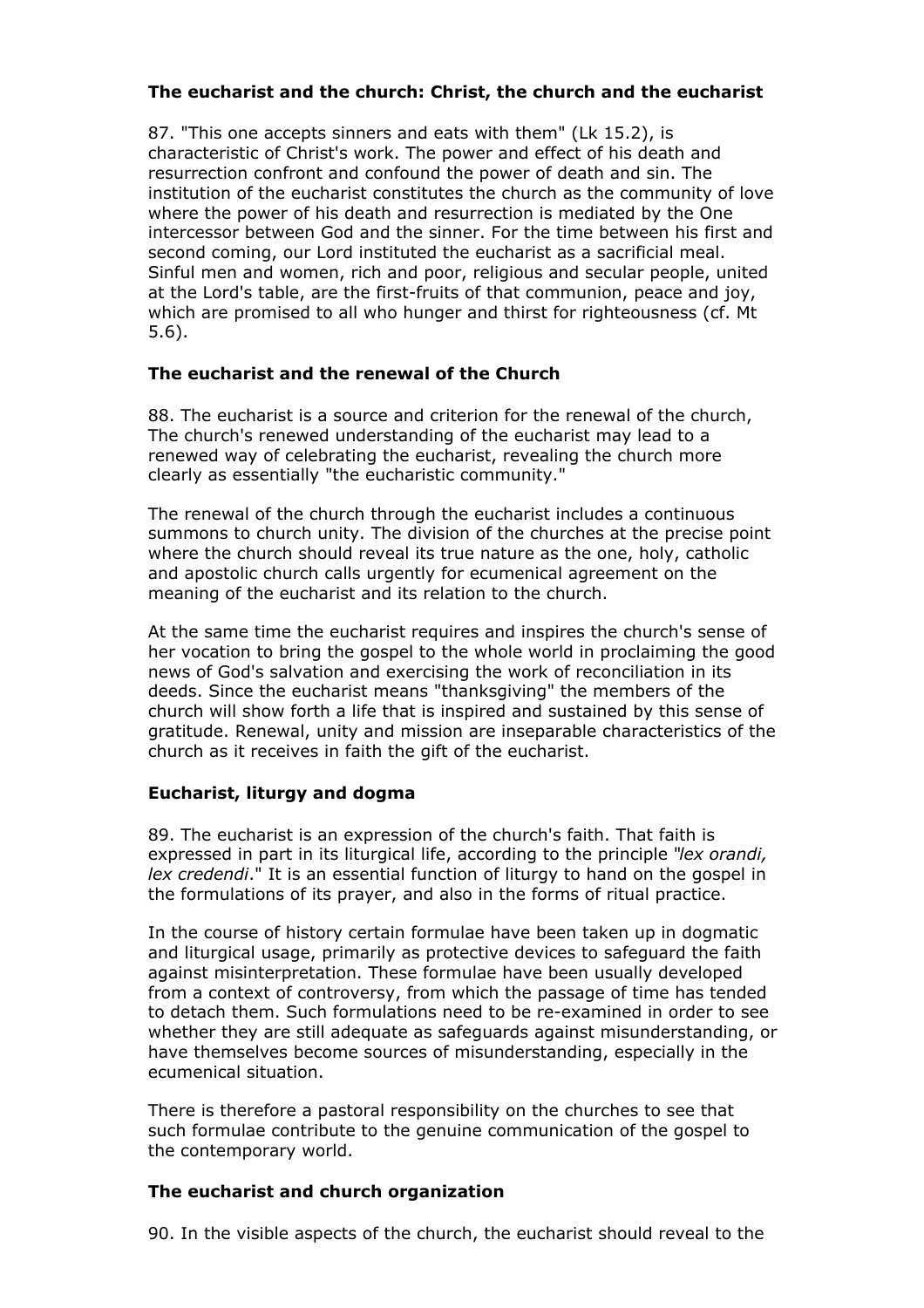**The eucharist and the church: Christ, the church and the eucharist**

87. "This one accepts sinners and eats with them" (Lk 15.2), is characteristic of Christ's work. The power and effect of his death and resurrection confront and confound the power of death and sin. The institution of the eucharist constitutes the church as the community of love where the power of his death and resurrection is mediated by the One intercessor between God and the sinner. For the time between his first and second coming, our Lord instituted the eucharist as a sacrificial meal. Sinful men and women, rich and poor, religious and secular people, united at the Lord's table, are the first-fruits of that communion, peace and joy, which are promised to all who hunger and thirst for righteousness (cf. Mt 5.6).

**The eucharist and the renewal of the Church**

88. The eucharist is a source and criterion for the renewal of the church, The church's renewed understanding of the eucharist may lead to a renewed way of celebrating the eucharist, revealing the church more clearly as essentially "the eucharistic community."

The renewal of the church through the eucharist includes a continuous summons to church unity. The division of the churches at the precise point where the church should reveal its true nature as the one, holy, catholic and apostolic church calls urgently for ecumenical agreement on the meaning of the eucharist and its relation to the church.

At the same time the eucharist requires and inspires the church's sense of her vocation to bring the gospel to the whole world in proclaiming the good news of God's salvation and exercising the work of reconciliation in its deeds. Since the eucharist means "thanksgiving" the members of the church will show forth a life that is inspired and sustained by this sense of gratitude. Renewal, unity and mission are inseparable characteristics of the church as it receives in faith the gift of the eucharist.

**Eucharist, liturgy and dogma**

89. The eucharist is an expression of the church's faith. That faith is expressed in part in its liturgical life, according to the principle "*lex orandi, lex credendi*." It is an essential function of liturgy to hand on the gospel in the formulations of its prayer, and also in the forms of ritual practice.

In the course of history certain formulae have been taken up in dogmatic and liturgical usage, primarily as protective devices to safeguard the faith against misinterpretation. These formulae have been usually developed from a context of controversy, from which the passage of time has tended to detach them. Such formulations need to be re-examined in order to see whether they are still adequate as safeguards against misunderstanding, or have themselves become sources of misunderstanding, especially in the ecumenical situation.

There is therefore a pastoral responsibility on the churches to see that such formulae contribute to the genuine communication of the gospel to the contemporary world.

**The eucharist and church organization**

90. In the visible aspects of the church, the eucharist should reveal to the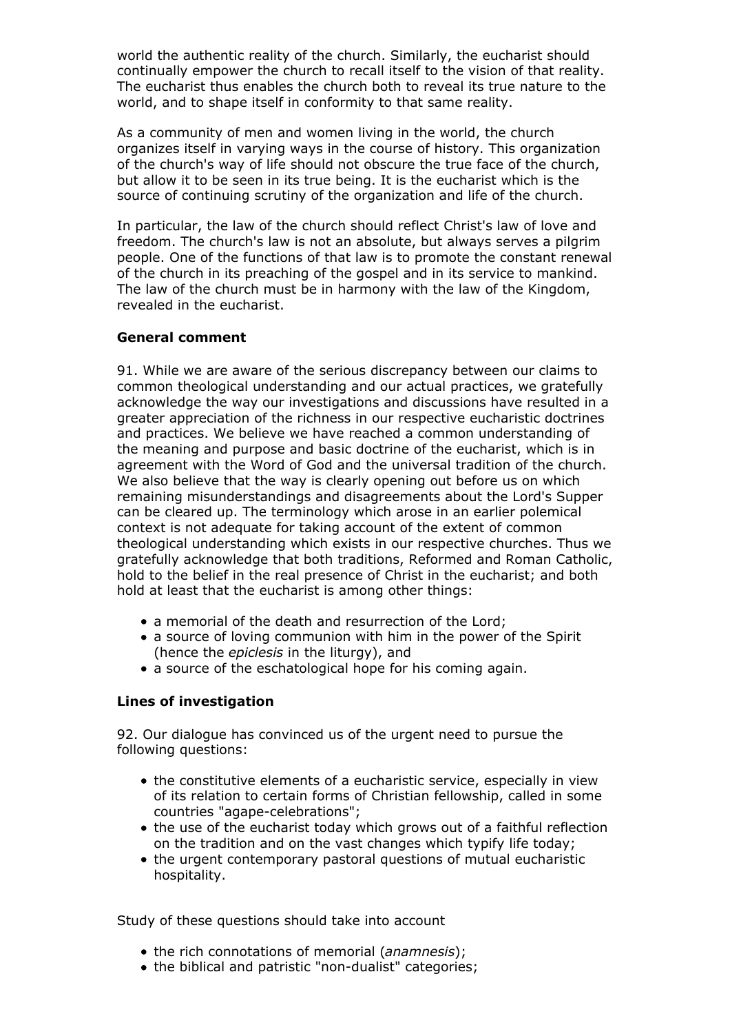world the authentic reality of the church. Similarly, the eucharist should continually empower the church to recall itself to the vision of that reality. The eucharist thus enables the church both to reveal its true nature to the world, and to shape itself in conformity to that same reality.

As a community of men and women living in the world, the church organizes itself in varying ways in the course of history. This organization of the church's way of life should not obscure the true face of the church, but allow it to be seen in its true being. It is the eucharist which is the source of continuing scrutiny of the organization and life of the church.

In particular, the law of the church should reflect Christ's law of love and freedom. The church's law is not an absolute, but always serves a pilgrim people. One of the functions of that law is to promote the constant renewal of the church in its preaching of the gospel and in its service to mankind. The law of the church must be in harmony with the law of the Kingdom, revealed in the eucharist.

**General comment**

91. While we are aware of the serious discrepancy between our claims to common theological understanding and our actual practices, we gratefully acknowledge the way our investigations and discussions have resulted in a greater appreciation of the richness in our respective eucharistic doctrines and practices. We believe we have reached a common understanding of the meaning and purpose and basic doctrine of the eucharist, which is in agreement with the Word of God and the universal tradition of the church. We also believe that the way is clearly opening out before us on which remaining misunderstandings and disagreements about the Lord's Supper can be cleared up. The terminology which arose in an earlier polemical context is not adequate for taking account of the extent of common theological understanding which exists in our respective churches. Thus we gratefully acknowledge that both traditions, Reformed and Roman Catholic, hold to the belief in the real presence of Christ in the eucharist; and both hold at least that the eucharist is among other things:

- a memorial of the death and resurrection of the Lord;
- a source of loving communion with him in the power of the Spirit (hence the *epiclesis* in the liturgy), and
- a source of the eschatological hope for his coming again.

**Lines of investigation**

92. Our dialogue has convinced us of the urgent need to pursue the following questions:

- the constitutive elements of a eucharistic service, especially in view of its relation to certain forms of Christian fellowship, called in some countries "agape-celebrations";
- the use of the eucharist today which grows out of a faithful reflection on the tradition and on the vast changes which typify life today;
- the urgent contemporary pastoral questions of mutual eucharistic hospitality.

Study of these questions should take into account

- the rich connotations of memorial (*anamnesis*);
- the biblical and patristic "non-dualist" categories;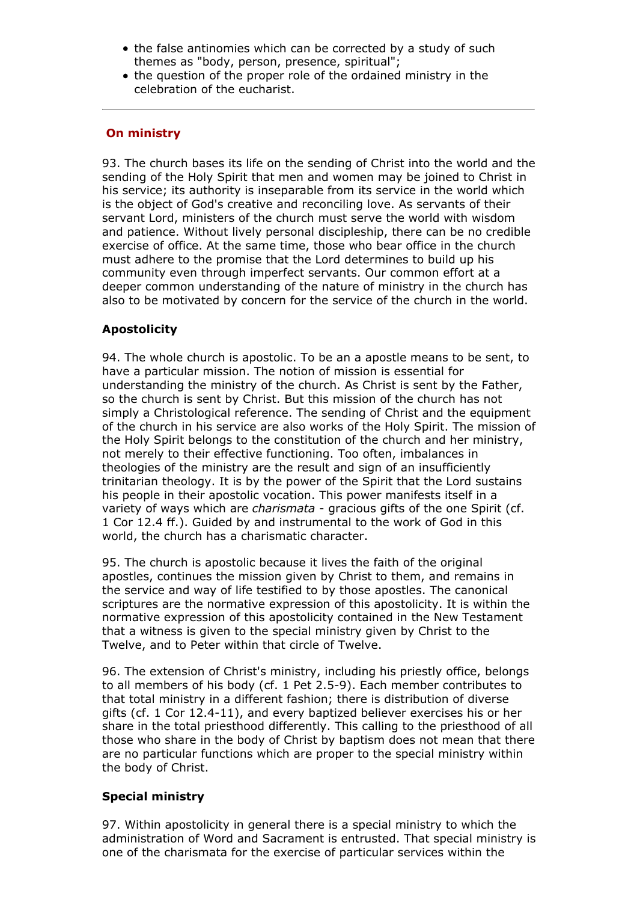- the false antinomies which can be corrected by a study of such themes as "body, person, presence, spiritual";
- the question of the proper role of the ordained ministry in the celebration of the eucharist.

---

## On ministry

93. The church bases its life on the sending of Christ into the world and the sending of the Holy Spirit that men and women may be joined to Christ in his service; its authority is inseparable from its service in the world which is the object of God's creative and reconciling love. As servants of their servant Lord, ministers of the church must serve the world with wisdom and patience. Without lively personal discipleship, there can be no credible exercise of office. At the same time, those who bear office in the church must adhere to the promise that the Lord determines to build up his community even through imperfect servants. Our common effort at a deeper common understanding of the nature of ministry in the church has also to be motivated by concern for the service of the church in the world.

### Apostolicity

94. The whole church is apostolic. To be an a apostle means to be sent, to have a particular mission. The notion of mission is essential for understanding the ministry of the church. As Christ is sent by the Father, so the church is sent by Christ. But this mission of the church has not simply a Christological reference. The sending of Christ and the equipment of the church in his service are also works of the Holy Spirit. The mission of the Holy Spirit belongs to the constitution of the church and her ministry, not merely to their effective functioning. Too often, imbalances in theologies of the ministry are the result and sign of an insufficiently trinitarian theology. It is by the power of the Spirit that the Lord sustains his people in their apostolic vocation. This power manifests itself in a variety of ways which are *charismata* - gracious gifts of the one Spirit (cf. 1 Cor 12.4 ff.). Guided by and instrumental to the work of God in this world, the church has a charismatic character.

95. The church is apostolic because it lives the faith of the original apostles, continues the mission given by Christ to them, and remains in the service and way of life testified to by those apostles. The canonical scriptures are the normative expression of this apostolicity. It is within the normative expression of this apostolicity contained in the New Testament that a witness is given to the special ministry given by Christ to the Twelve, and to Peter within that circle of Twelve.

96. The extension of Christ's ministry, including his priestly office, belongs to all members of his body (cf. 1 Pet 2.5-9). Each member contributes to that total ministry in a different fashion; there is distribution of diverse gifts (cf. 1 Cor 12.4-11), and every baptized believer exercises his or her share in the total priesthood differently. This calling to the priesthood of all those who share in the body of Christ by baptism does not mean that there are no particular functions which are proper to the special ministry within the body of Christ.

### Special ministry

97. Within apostolicity in general there is a special ministry to which the administration of Word and Sacrament is entrusted. That special ministry is one of the charismata for the exercise of particular services within the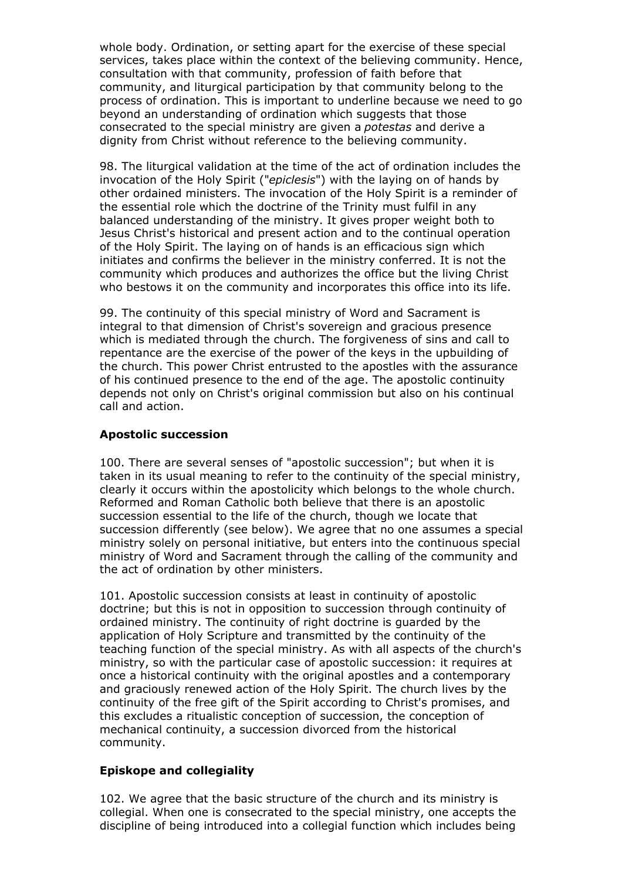whole body. Ordination, or setting apart for the exercise of these special services, takes place within the context of the believing community. Hence, consultation with that community, profession of faith before that community, and liturgical participation by that community belong to the process of ordination. This is important to underline because we need to go beyond an understanding of ordination which suggests that those consecrated to the special ministry are given a *potestas* and derive a dignity from Christ without reference to the believing community.

98. The liturgical validation at the time of the act of ordination includes the invocation of the Holy Spirit ("*epiclesis*") with the laying on of hands by other ordained ministers. The invocation of the Holy Spirit is a reminder of the essential role which the doctrine of the Trinity must fulfil in any balanced understanding of the ministry. It gives proper weight both to Jesus Christ's historical and present action and to the continual operation of the Holy Spirit. The laying on of hands is an efficacious sign which initiates and confirms the believer in the ministry conferred. It is not the community which produces and authorizes the office but the living Christ who bestows it on the community and incorporates this office into its life.

99. The continuity of this special ministry of Word and Sacrament is integral to that dimension of Christ's sovereign and gracious presence which is mediated through the church. The forgiveness of sins and call to repentance are the exercise of the power of the keys in the upbuilding of the church. This power Christ entrusted to the apostles with the assurance of his continued presence to the end of the age. The apostolic continuity depends not only on Christ's original commission but also on his continual call and action.

### Apostolic succession

100. There are several senses of "apostolic succession"; but when it is taken in its usual meaning to refer to the continuity of the special ministry, clearly it occurs within the apostolicity which belongs to the whole church. Reformed and Roman Catholic both believe that there is an apostolic succession essential to the life of the church, though we locate that succession differently (see below). We agree that no one assumes a special ministry solely on personal initiative, but enters into the continuous special ministry of Word and Sacrament through the calling of the community and the act of ordination by other ministers.

101. Apostolic succession consists at least in continuity of apostolic doctrine; but this is not in opposition to succession through continuity of ordained ministry. The continuity of right doctrine is guarded by the application of Holy Scripture and transmitted by the continuity of the teaching function of the special ministry. As with all aspects of the church's ministry, so with the particular case of apostolic succession: it requires at once a historical continuity with the original apostles and a contemporary and graciously renewed action of the Holy Spirit. The church lives by the continuity of the free gift of the Spirit according to Christ's promises, and this excludes a ritualistic conception of succession, the conception of mechanical continuity, a succession divorced from the historical community.

### Episkope and collegiality

102. We agree that the basic structure of the church and its ministry is collegial. When one is consecrated to the special ministry, one accepts the discipline of being introduced into a collegial function which includes being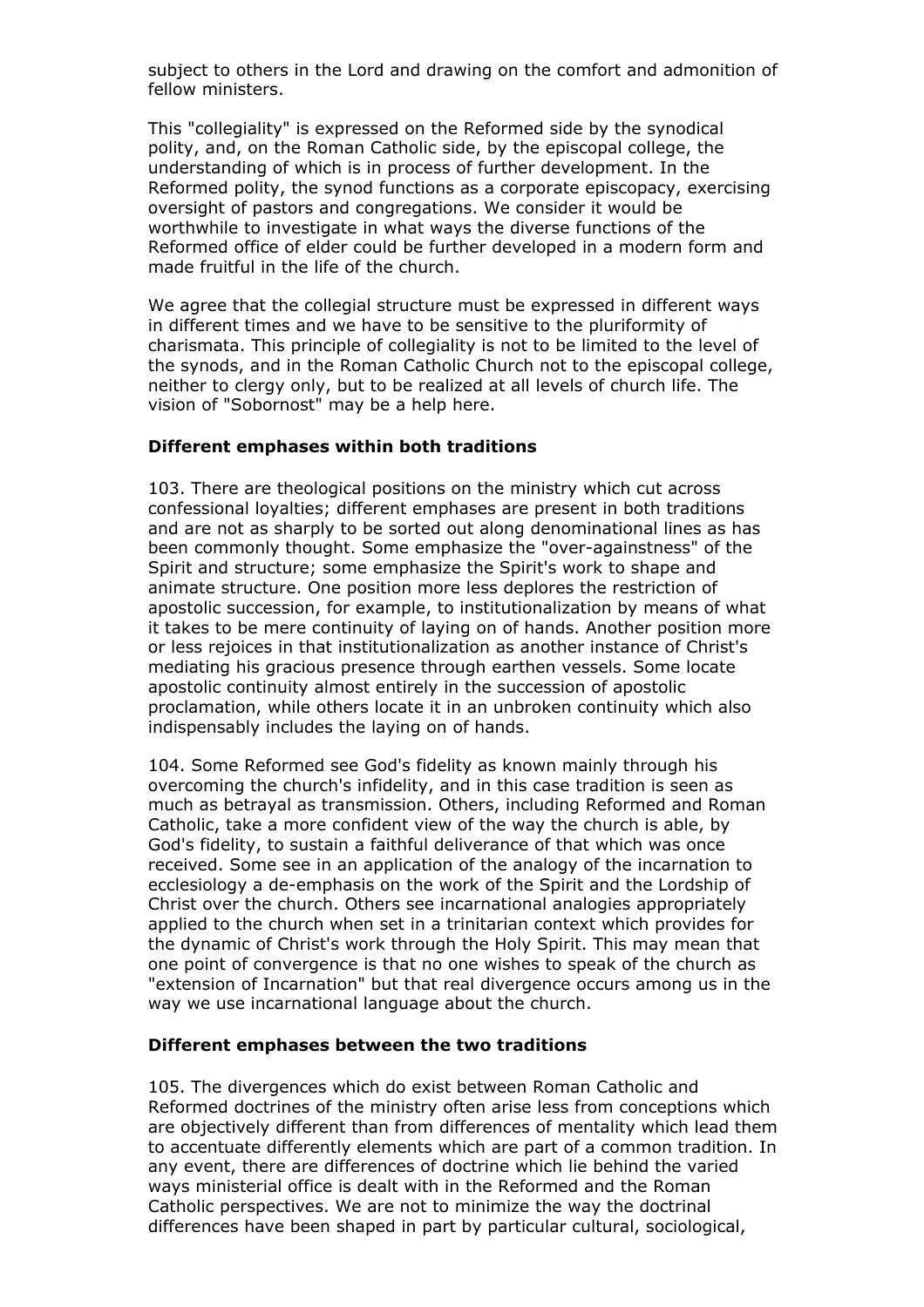subject to others in the Lord and drawing on the comfort and admonition of fellow ministers.

This "collegiality" is expressed on the Reformed side by the synodical polity, and, on the Roman Catholic side, by the episcopal college, the understanding of which is in process of further development. In the Reformed polity, the synod functions as a corporate episcopacy, exercising oversight of pastors and congregations. We consider it would be worthwhile to investigate in what ways the diverse functions of the Reformed office of elder could be further developed in a modern form and made fruitful in the life of the church.

We agree that the collegial structure must be expressed in different ways in different times and we have to be sensitive to the pluriformity of charismata. This principle of collegiality is not to be limited to the level of the synods, and in the Roman Catholic Church not to the episcopal college, neither to clergy only, but to be realized at all levels of church life. The vision of "Sobornost" may be a help here.

### Different emphases within both traditions

103. There are theological positions on the ministry which cut across confessional loyalties; different emphases are present in both traditions and are not as sharply to be sorted out along denominational lines as has been commonly thought. Some emphasize the "over-againstness" of the Spirit and structure; some emphasize the Spirit's work to shape and animate structure. One position more less deplores the restriction of apostolic succession, for example, to institutionalization by means of what it takes to be mere continuity of laying on of hands. Another position more or less rejoices in that institutionalization as another instance of Christ's mediating his gracious presence through earthen vessels. Some locate apostolic continuity almost entirely in the succession of apostolic proclamation, while others locate it in an unbroken continuity which also indispensably includes the laying on of hands.

104. Some Reformed see God's fidelity as known mainly through his overcoming the church's infidelity, and in this case tradition is seen as much as betrayal as transmission. Others, including Reformed and Roman Catholic, take a more confident view of the way the church is able, by God's fidelity, to sustain a faithful deliverance of that which was once received. Some see in an application of the analogy of the incarnation to ecclesiology a de-emphasis on the work of the Spirit and the Lordship of Christ over the church. Others see incarnational analogies appropriately applied to the church when set in a trinitarian context which provides for the dynamic of Christ's work through the Holy Spirit. This may mean that one point of convergence is that no one wishes to speak of the church as "extension of Incarnation" but that real divergence occurs among us in the way we use incarnational language about the church.

### Different emphases between the two traditions

105. The divergences which do exist between Roman Catholic and Reformed doctrines of the ministry often arise less from conceptions which are objectively different than from differences of mentality which lead them to accentuate differently elements which are part of a common tradition. In any event, there are differences of doctrine which lie behind the varied ways ministerial office is dealt with in the Reformed and the Roman Catholic perspectives. We are not to minimize the way the doctrinal differences have been shaped in part by particular cultural, sociological,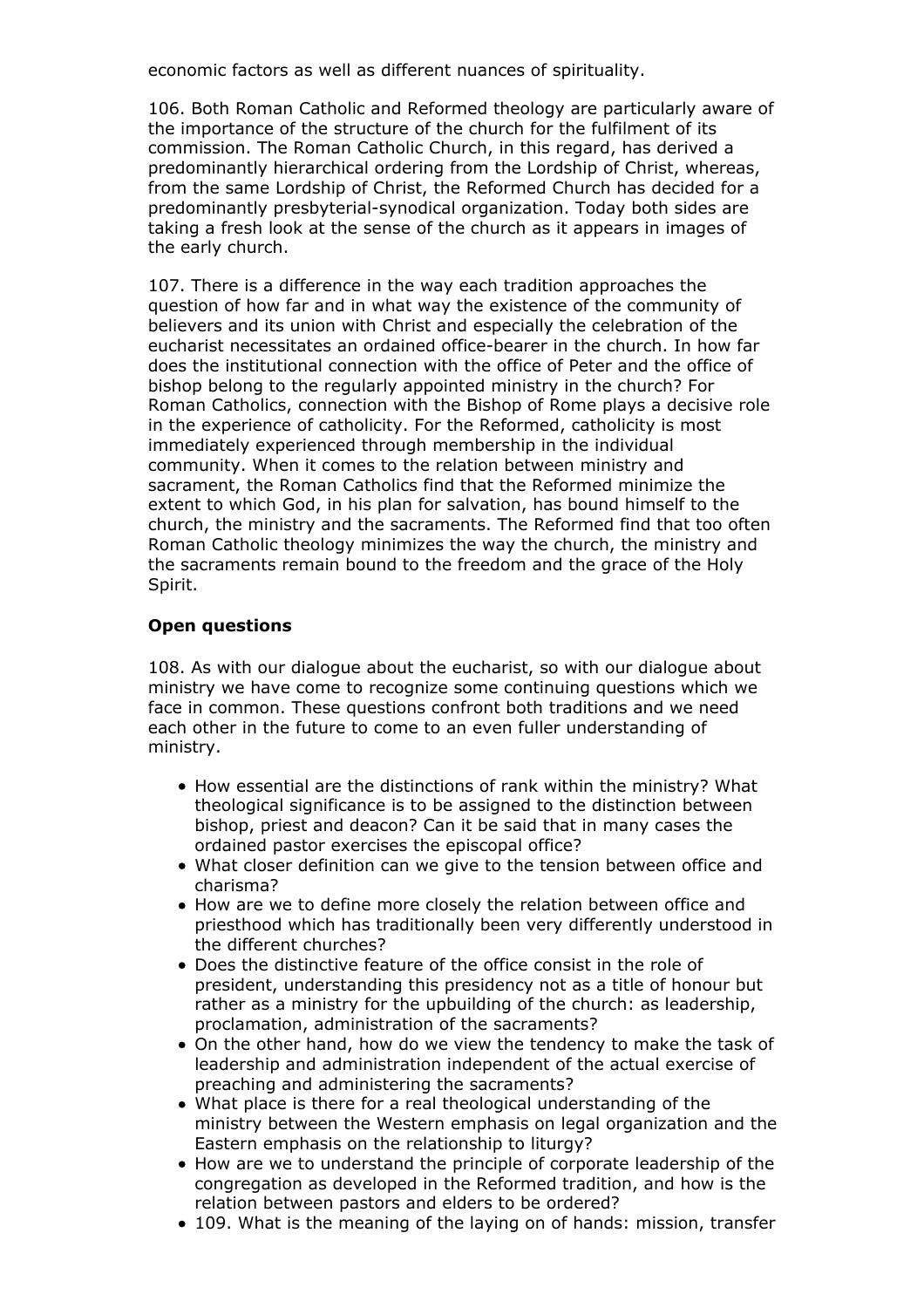economic factors as well as different nuances of spirituality.

106. Both Roman Catholic and Reformed theology are particularly aware of the importance of the structure of the church for the fulfilment of its commission. The Roman Catholic Church, in this regard, has derived a predominantly hierarchical ordering from the Lordship of Christ, whereas, from the same Lordship of Christ, the Reformed Church has decided for a predominantly presbyterial-synodical organization. Today both sides are taking a fresh look at the sense of the church as it appears in images of the early church.

107. There is a difference in the way each tradition approaches the question of how far and in what way the existence of the community of believers and its union with Christ and especially the celebration of the eucharist necessitates an ordained office-bearer in the church. In how far does the institutional connection with the office of Peter and the office of bishop belong to the regularly appointed ministry in the church? For Roman Catholics, connection with the Bishop of Rome plays a decisive role in the experience of catholicity. For the Reformed, catholicity is most immediately experienced through membership in the individual community. When it comes to the relation between ministry and sacrament, the Roman Catholics find that the Reformed minimize the extent to which God, in his plan for salvation, has bound himself to the church, the ministry and the sacraments. The Reformed find that too often Roman Catholic theology minimizes the way the church, the ministry and the sacraments remain bound to the freedom and the grace of the Holy Spirit.

**Open questions**

108. As with our dialogue about the eucharist, so with our dialogue about ministry we have come to recognize some continuing questions which we face in common. These questions confront both traditions and we need each other in the future to come to an even fuller understanding of ministry.

- How essential are the distinctions of rank within the ministry? What theological significance is to be assigned to the distinction between bishop, priest and deacon? Can it be said that in many cases the ordained pastor exercises the episcopal office?
- What closer definition can we give to the tension between office and charisma?
- How are we to define more closely the relation between office and priesthood which has traditionally been very differently understood in the different churches?
- Does the distinctive feature of the office consist in the role of president, understanding this presidency not as a title of honour but rather as a ministry for the upbuilding of the church: as leadership, proclamation, administration of the sacraments?
- On the other hand, how do we view the tendency to make the task of leadership and administration independent of the actual exercise of preaching and administering the sacraments?
- What place is there for a real theological understanding of the ministry between the Western emphasis on legal organization and the Eastern emphasis on the relationship to liturgy?
- How are we to understand the principle of corporate leadership of the congregation as developed in the Reformed tradition, and how is the relation between pastors and elders to be ordered?
- 109. What is the meaning of the laying on of hands: mission, transfer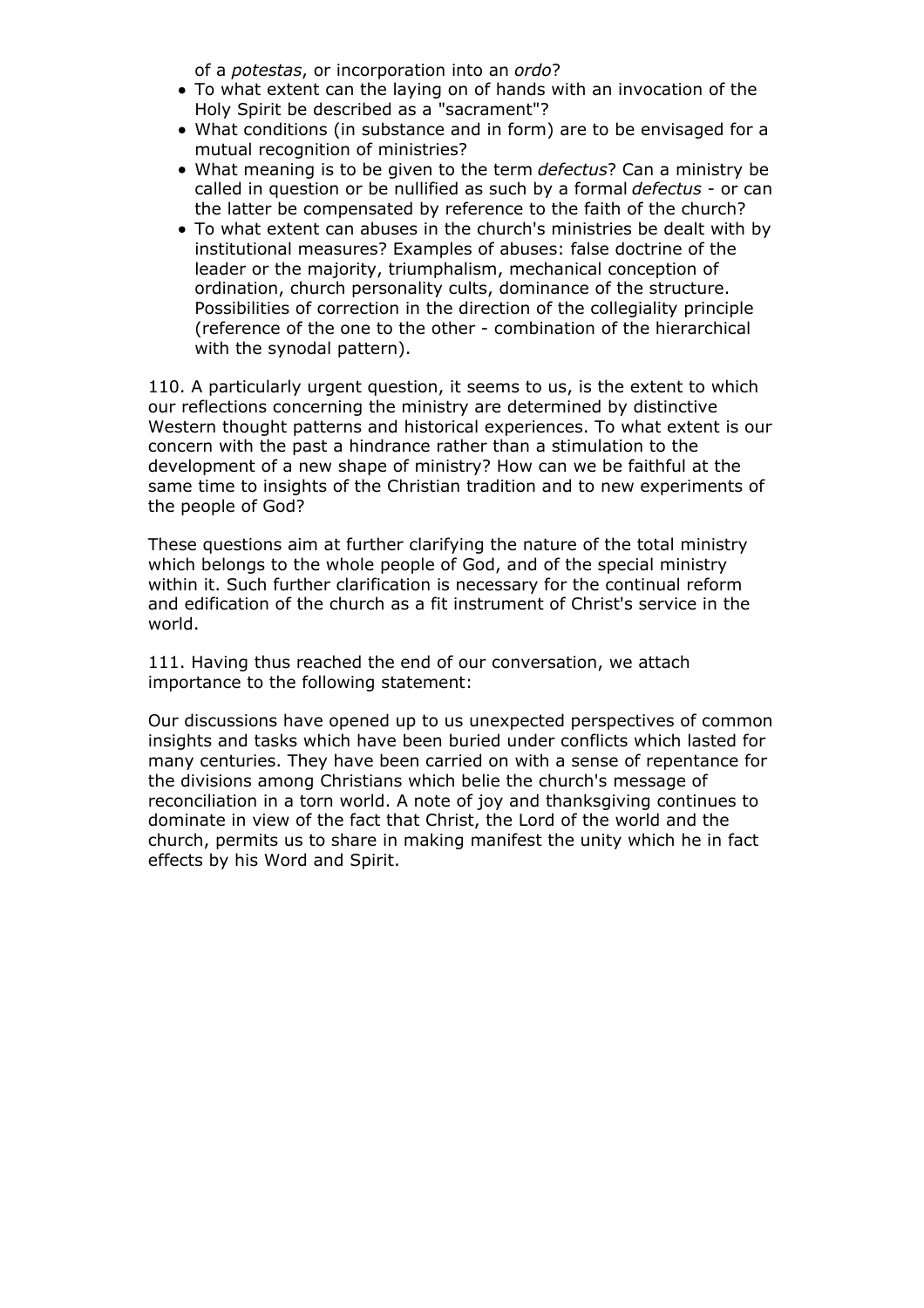of a *potestas*, or incorporation into an *ordo*?

- To what extent can the laying on of hands with an invocation of the Holy Spirit be described as a "sacrament"?
- What conditions (in substance and in form) are to be envisaged for a mutual recognition of ministries?
- What meaning is to be given to the term *defectus*? Can a ministry be called in question or be nullified as such by a formal *defectus* - or can the latter be compensated by reference to the faith of the church?
- To what extent can abuses in the church's ministries be dealt with by institutional measures? Examples of abuses: false doctrine of the leader or the majority, triumphalism, mechanical conception of ordination, church personality cults, dominance of the structure. Possibilities of correction in the direction of the collegiality principle (reference of the one to the other - combination of the hierarchical with the synodal pattern).

110. A particularly urgent question, it seems to us, is the extent to which our reflections concerning the ministry are determined by distinctive Western thought patterns and historical experiences. To what extent is our concern with the past a hindrance rather than a stimulation to the development of a new shape of ministry? How can we be faithful at the same time to insights of the Christian tradition and to new experiments of the people of God?

These questions aim at further clarifying the nature of the total ministry which belongs to the whole people of God, and of the special ministry within it. Such further clarification is necessary for the continual reform and edification of the church as a fit instrument of Christ's service in the world.

111. Having thus reached the end of our conversation, we attach importance to the following statement:

Our discussions have opened up to us unexpected perspectives of common insights and tasks which have been buried under conflicts which lasted for many centuries. They have been carried on with a sense of repentance for the divisions among Christians which belie the church's message of reconciliation in a torn world. A note of joy and thanksgiving continues to dominate in view of the fact that Christ, the Lord of the world and the church, permits us to share in making manifest the unity which he in fact effects by his Word and Spirit.